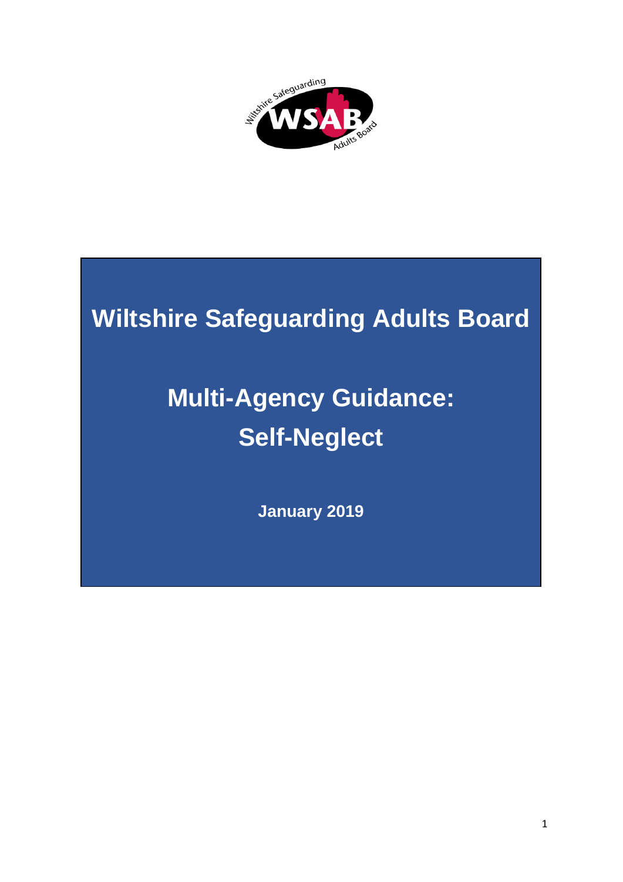# Wiltshire Safeguarding Adults Board

## Multi-Agency Guidance: Self-Neglect

**January 2019**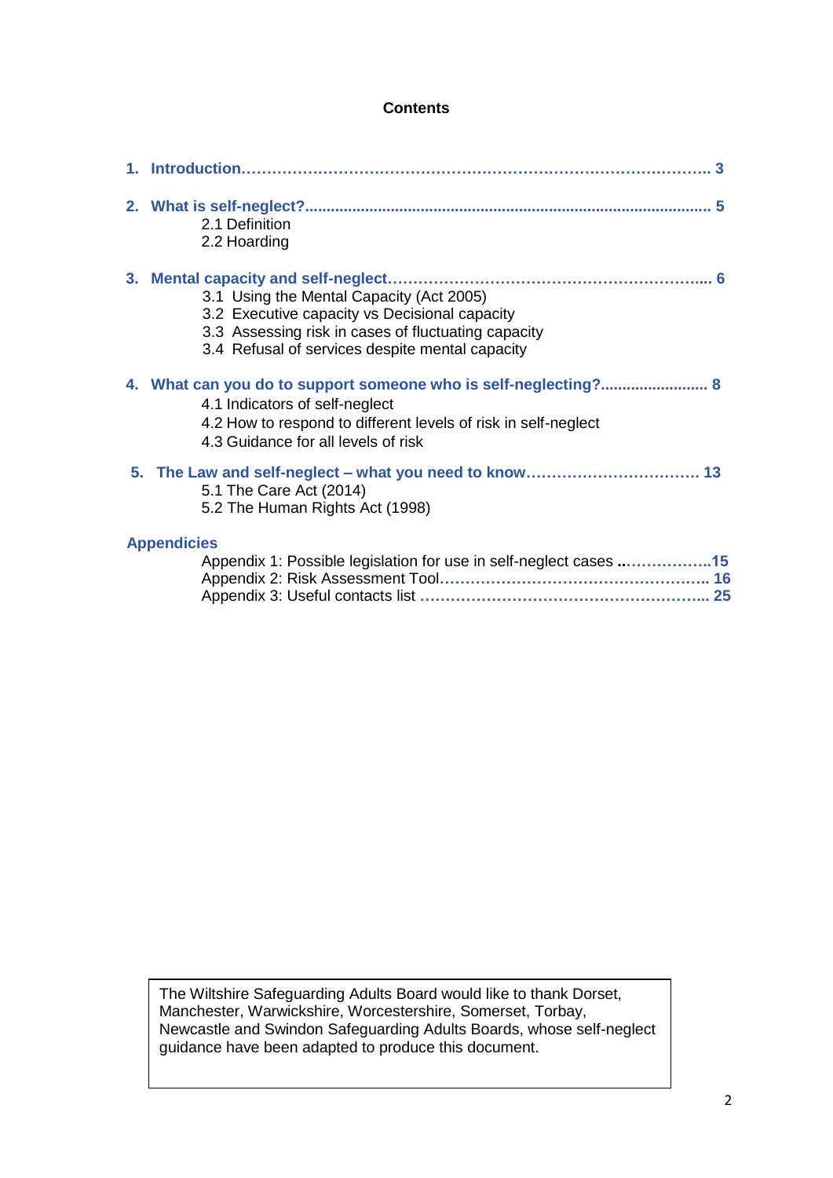# Contents

**1. Introduction……………………………………………………………………………….. 3**

**2. What is self-neglect?............................................................................................. 5**

2.1 Definition
2.2 Hoarding

**3. Mental capacity and self-neglect……………………………………………………….... 6**

3.1 Using the Mental Capacity (Act 2005)
3.2 Executive capacity vs Decisional capacity
3.3 Assessing risk in cases of fluctuating capacity
3.4 Refusal of services despite mental capacity

**4. What can you do to support someone who is self-neglecting?......................... 8**

4.1 Indicators of self-neglect
4.2 How to respond to different levels of risk in self-neglect
4.3 Guidance for all levels of risk

**5. The Law and self-neglect – what you need to know…………………………… 13**

5.1 The Care Act (2014)
5.2 The Human Rights Act (1998)

**Appendicies**

Appendix 1: Possible legislation for use in self-neglect cases **..……………..15**
Appendix 2: Risk Assessment Tool**……………………………………………. 16**
Appendix 3: Useful contacts list **………………………………………………... 25**

The Wiltshire Safeguarding Adults Board would like to thank Dorset, Manchester, Warwickshire, Worcestershire, Somerset, Torbay, Newcastle and Swindon Safeguarding Adults Boards, whose self-neglect guidance have been adapted to produce this document.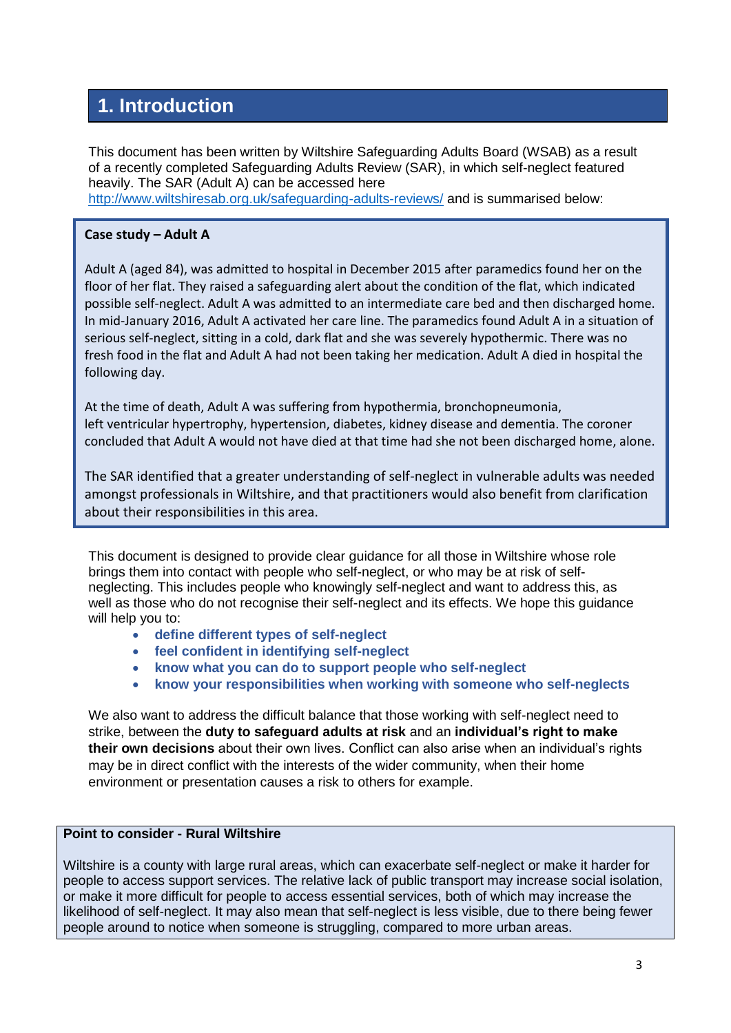# 1. Introduction

This document has been written by Wiltshire Safeguarding Adults Board (WSAB) as a result of a recently completed Safeguarding Adults Review (SAR), in which self-neglect featured heavily. The SAR (Adult A) can be accessed here http://www.wiltshiresab.org.uk/safeguarding-adults-reviews/ and is summarised below:

> **Case study – Adult A**
>
> Adult A (aged 84), was admitted to hospital in December 2015 after paramedics found her on the floor of her flat. They raised a safeguarding alert about the condition of the flat, which indicated possible self-neglect. Adult A was admitted to an intermediate care bed and then discharged home. In mid-January 2016, Adult A activated her care line. The paramedics found Adult A in a situation of serious self-neglect, sitting in a cold, dark flat and she was severely hypothermic. There was no fresh food in the flat and Adult A had not been taking her medication. Adult A died in hospital the following day.
>
> At the time of death, Adult A was suffering from hypothermia, bronchopneumonia, left ventricular hypertrophy, hypertension, diabetes, kidney disease and dementia. The coroner concluded that Adult A would not have died at that time had she not been discharged home, alone.
>
> The SAR identified that a greater understanding of self-neglect in vulnerable adults was needed amongst professionals in Wiltshire, and that practitioners would also benefit from clarification about their responsibilities in this area.

This document is designed to provide clear guidance for all those in Wiltshire whose role brings them into contact with people who self-neglect, or who may be at risk of self-neglecting. This includes people who knowingly self-neglect and want to address this, as well as those who do not recognise their self-neglect and its effects. We hope this guidance will help you to:

- **define different types of self-neglect**
- **feel confident in identifying self-neglect**
- **know what you can do to support people who self-neglect**
- **know your responsibilities when working with someone who self-neglects**

We also want to address the difficult balance that those working with self-neglect need to strike, between the **duty to safeguard adults at risk** and an **individual's right to make their own decisions** about their own lives. Conflict can also arise when an individual's rights may be in direct conflict with the interests of the wider community, when their home environment or presentation causes a risk to others for example.

> **Point to consider - Rural Wiltshire**
>
> Wiltshire is a county with large rural areas, which can exacerbate self-neglect or make it harder for people to access support services. The relative lack of public transport may increase social isolation, or make it more difficult for people to access essential services, both of which may increase the likelihood of self-neglect. It may also mean that self-neglect is less visible, due to there being fewer people around to notice when someone is struggling, compared to more urban areas.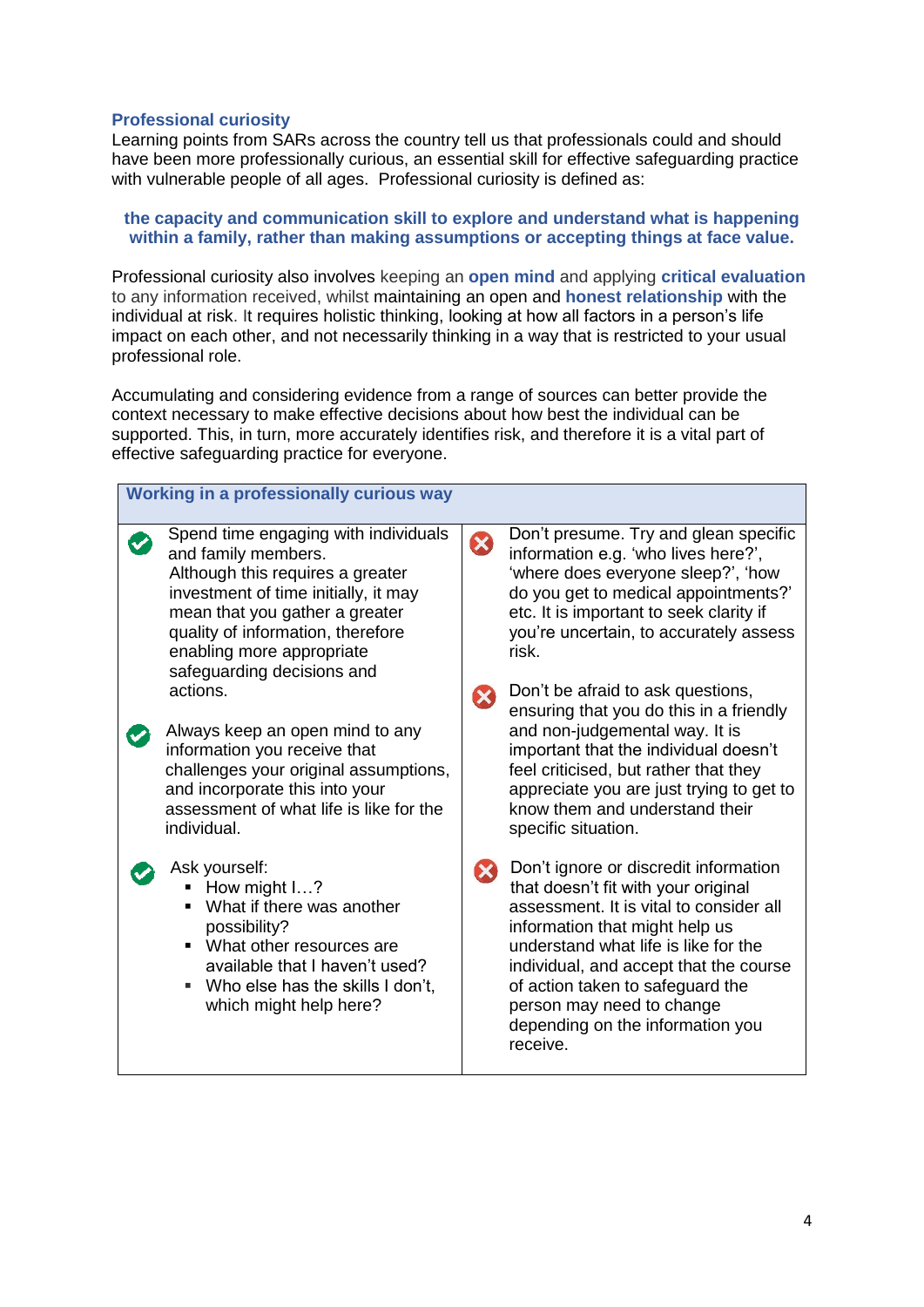## Professional curiosity

Learning points from SARs across the country tell us that professionals could and should have been more professionally curious, an essential skill for effective safeguarding practice with vulnerable people of all ages. Professional curiosity is defined as:

> **the capacity and communication skill to explore and understand what is happening within a family, rather than making assumptions or accepting things at face value.**

Professional curiosity also involves keeping an **open mind** and applying **critical evaluation** to any information received, whilst maintaining an open and **honest relationship** with the individual at risk. It requires holistic thinking, looking at how all factors in a person's life impact on each other, and not necessarily thinking in a way that is restricted to your usual professional role.

Accumulating and considering evidence from a range of sources can better provide the context necessary to make effective decisions about how best the individual can be supported. This, in turn, more accurately identifies risk, and therefore it is a vital part of effective safeguarding practice for everyone.

| **Working in a professionally curious way** | |
|---|---|
| ✔ Spend time engaging with individuals and family members. Although this requires a greater investment of time initially, it may mean that you gather a greater quality of information, therefore enabling more appropriate safeguarding decisions and actions. | ✖ Don't presume. Try and glean specific information e.g. 'who lives here?', 'where does everyone sleep?', 'how do you get to medical appointments?' etc. It is important to seek clarity if you're uncertain, to accurately assess risk. |
| ✔ Always keep an open mind to any information you receive that challenges your original assumptions, and incorporate this into your assessment of what life is like for the individual. | ✖ Don't be afraid to ask questions, ensuring that you do this in a friendly and non-judgemental way. It is important that the individual doesn't feel criticised, but rather that they appreciate you are just trying to get to know them and understand their specific situation. |
| ✔ Ask yourself:<br>▪ How might I…?<br>▪ What if there was another possibility?<br>▪ What other resources are available that I haven't used?<br>▪ Who else has the skills I don't, which might help here? | ✖ Don't ignore or discredit information that doesn't fit with your original assessment. It is vital to consider all information that might help us understand what life is like for the individual, and accept that the course of action taken to safeguard the person may need to change depending on the information you receive. |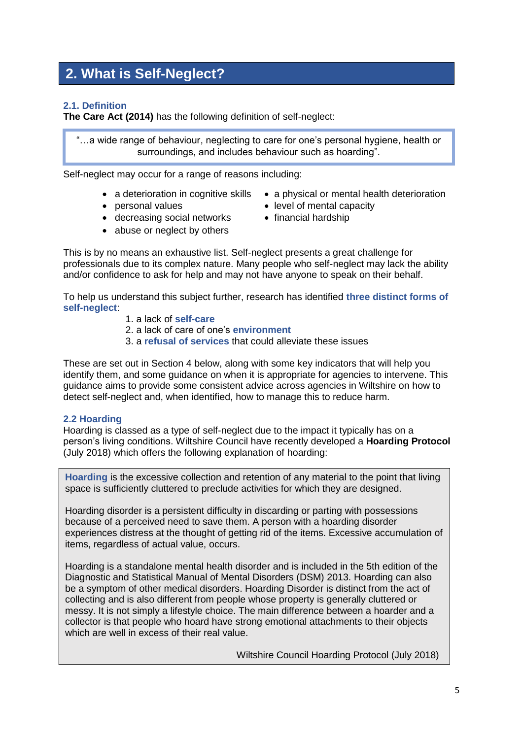## 2. What is Self-Neglect?

### 2.1. Definition

**The Care Act (2014)** has the following definition of self-neglect:

> "…a wide range of behaviour, neglecting to care for one's personal hygiene, health or surroundings, and includes behaviour such as hoarding".

Self-neglect may occur for a range of reasons including:

- a deterioration in cognitive skills
- personal values
- decreasing social networks
- abuse or neglect by others
- a physical or mental health deterioration
- level of mental capacity
- financial hardship

This is by no means an exhaustive list. Self-neglect presents a great challenge for professionals due to its complex nature. Many people who self-neglect may lack the ability and/or confidence to ask for help and may not have anyone to speak on their behalf.

To help us understand this subject further, research has identified **three distinct forms of self-neglect**:

1. a lack of **self-care**
2. a lack of care of one's **environment**
3. a **refusal of services** that could alleviate these issues

These are set out in Section 4 below, along with some key indicators that will help you identify them, and some guidance on when it is appropriate for agencies to intervene. This guidance aims to provide some consistent advice across agencies in Wiltshire on how to detect self-neglect and, when identified, how to manage this to reduce harm.

### 2.2 Hoarding

Hoarding is classed as a type of self-neglect due to the impact it typically has on a person's living conditions. Wiltshire Council have recently developed a **Hoarding Protocol** (July 2018) which offers the following explanation of hoarding:

> **Hoarding** is the excessive collection and retention of any material to the point that living space is sufficiently cluttered to preclude activities for which they are designed.
>
> Hoarding disorder is a persistent difficulty in discarding or parting with possessions because of a perceived need to save them. A person with a hoarding disorder experiences distress at the thought of getting rid of the items. Excessive accumulation of items, regardless of actual value, occurs.
>
> Hoarding is a standalone mental health disorder and is included in the 5th edition of the Diagnostic and Statistical Manual of Mental Disorders (DSM) 2013. Hoarding can also be a symptom of other medical disorders. Hoarding Disorder is distinct from the act of collecting and is also different from people whose property is generally cluttered or messy. It is not simply a lifestyle choice. The main difference between a hoarder and a collector is that people who hoard have strong emotional attachments to their objects which are well in excess of their real value.
>
> Wiltshire Council Hoarding Protocol (July 2018)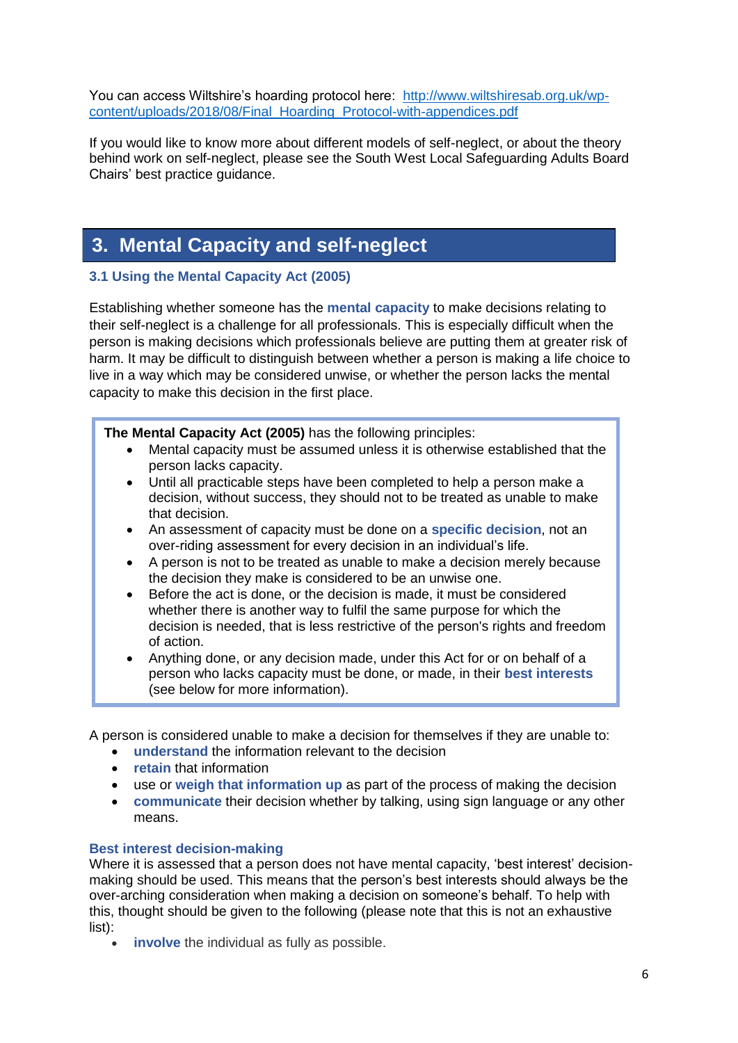You can access Wiltshire's hoarding protocol here: [http://www.wiltshiresab.org.uk/wp-content/uploads/2018/08/Final_Hoarding_Protocol-with-appendices.pdf](http://www.wiltshiresab.org.uk/wp-content/uploads/2018/08/Final_Hoarding_Protocol-with-appendices.pdf)

If you would like to know more about different models of self-neglect, or about the theory behind work on self-neglect, please see the South West Local Safeguarding Adults Board Chairs' best practice guidance.

## 3. Mental Capacity and self-neglect

### 3.1 Using the Mental Capacity Act (2005)

Establishing whether someone has the **mental capacity** to make decisions relating to their self-neglect is a challenge for all professionals. This is especially difficult when the person is making decisions which professionals believe are putting them at greater risk of harm. It may be difficult to distinguish between whether a person is making a life choice to live in a way which may be considered unwise, or whether the person lacks the mental capacity to make this decision in the first place.

**The Mental Capacity Act (2005)** has the following principles:

- Mental capacity must be assumed unless it is otherwise established that the person lacks capacity.
- Until all practicable steps have been completed to help a person make a decision, without success, they should not to be treated as unable to make that decision.
- An assessment of capacity must be done on a **specific decision**, not an over-riding assessment for every decision in an individual's life.
- A person is not to be treated as unable to make a decision merely because the decision they make is considered to be an unwise one.
- Before the act is done, or the decision is made, it must be considered whether there is another way to fulfil the same purpose for which the decision is needed, that is less restrictive of the person's rights and freedom of action.
- Anything done, or any decision made, under this Act for or on behalf of a person who lacks capacity must be done, or made, in their **best interests** (see below for more information).

A person is considered unable to make a decision for themselves if they are unable to:

- **understand** the information relevant to the decision
- **retain** that information
- use or **weigh that information up** as part of the process of making the decision
- **communicate** their decision whether by talking, using sign language or any other means.

**Best interest decision-making**

Where it is assessed that a person does not have mental capacity, 'best interest' decision-making should be used. This means that the person's best interests should always be the over-arching consideration when making a decision on someone's behalf. To help with this, thought should be given to the following (please note that this is not an exhaustive list):

- **involve** the individual as fully as possible.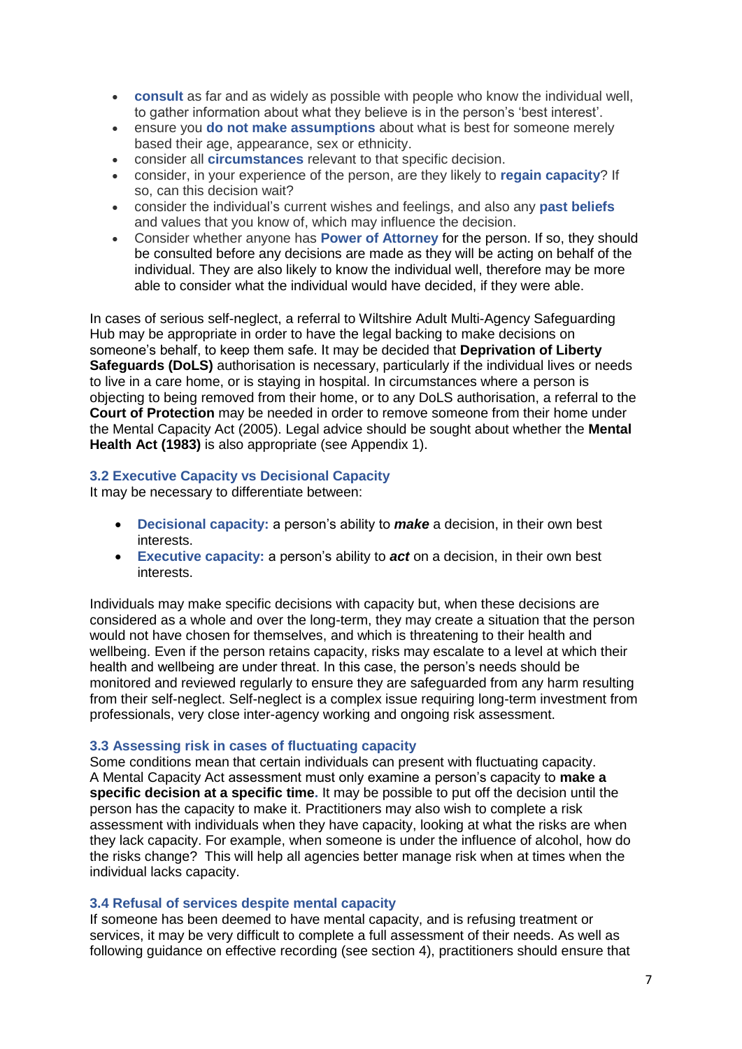- **consult** as far and as widely as possible with people who know the individual well, to gather information about what they believe is in the person's 'best interest'.
- ensure you **do not make assumptions** about what is best for someone merely based their age, appearance, sex or ethnicity.
- consider all **circumstances** relevant to that specific decision.
- consider, in your experience of the person, are they likely to **regain capacity**? If so, can this decision wait?
- consider the individual's current wishes and feelings, and also any **past beliefs** and values that you know of, which may influence the decision.
- Consider whether anyone has **Power of Attorney** for the person. If so, they should be consulted before any decisions are made as they will be acting on behalf of the individual. They are also likely to know the individual well, therefore may be more able to consider what the individual would have decided, if they were able.

In cases of serious self-neglect, a referral to Wiltshire Adult Multi-Agency Safeguarding Hub may be appropriate in order to have the legal backing to make decisions on someone's behalf, to keep them safe. It may be decided that **Deprivation of Liberty Safeguards (DoLS)** authorisation is necessary, particularly if the individual lives or needs to live in a care home, or is staying in hospital. In circumstances where a person is objecting to being removed from their home, or to any DoLS authorisation, a referral to the **Court of Protection** may be needed in order to remove someone from their home under the Mental Capacity Act (2005). Legal advice should be sought about whether the **Mental Health Act (1983)** is also appropriate (see Appendix 1).

### 3.2 Executive Capacity vs Decisional Capacity

It may be necessary to differentiate between:

- **Decisional capacity:** a person's ability to ***make*** a decision, in their own best interests.
- **Executive capacity:** a person's ability to ***act*** on a decision, in their own best interests.

Individuals may make specific decisions with capacity but, when these decisions are considered as a whole and over the long-term, they may create a situation that the person would not have chosen for themselves, and which is threatening to their health and wellbeing. Even if the person retains capacity, risks may escalate to a level at which their health and wellbeing are under threat. In this case, the person's needs should be monitored and reviewed regularly to ensure they are safeguarded from any harm resulting from their self-neglect. Self-neglect is a complex issue requiring long-term investment from professionals, very close inter-agency working and ongoing risk assessment.

### 3.3 Assessing risk in cases of fluctuating capacity

Some conditions mean that certain individuals can present with fluctuating capacity. A Mental Capacity Act assessment must only examine a person's capacity to **make a specific decision at a specific time.** It may be possible to put off the decision until the person has the capacity to make it. Practitioners may also wish to complete a risk assessment with individuals when they have capacity, looking at what the risks are when they lack capacity. For example, when someone is under the influence of alcohol, how do the risks change? This will help all agencies better manage risk when at times when the individual lacks capacity.

### 3.4 Refusal of services despite mental capacity

If someone has been deemed to have mental capacity, and is refusing treatment or services, it may be very difficult to complete a full assessment of their needs. As well as following guidance on effective recording (see section 4), practitioners should ensure that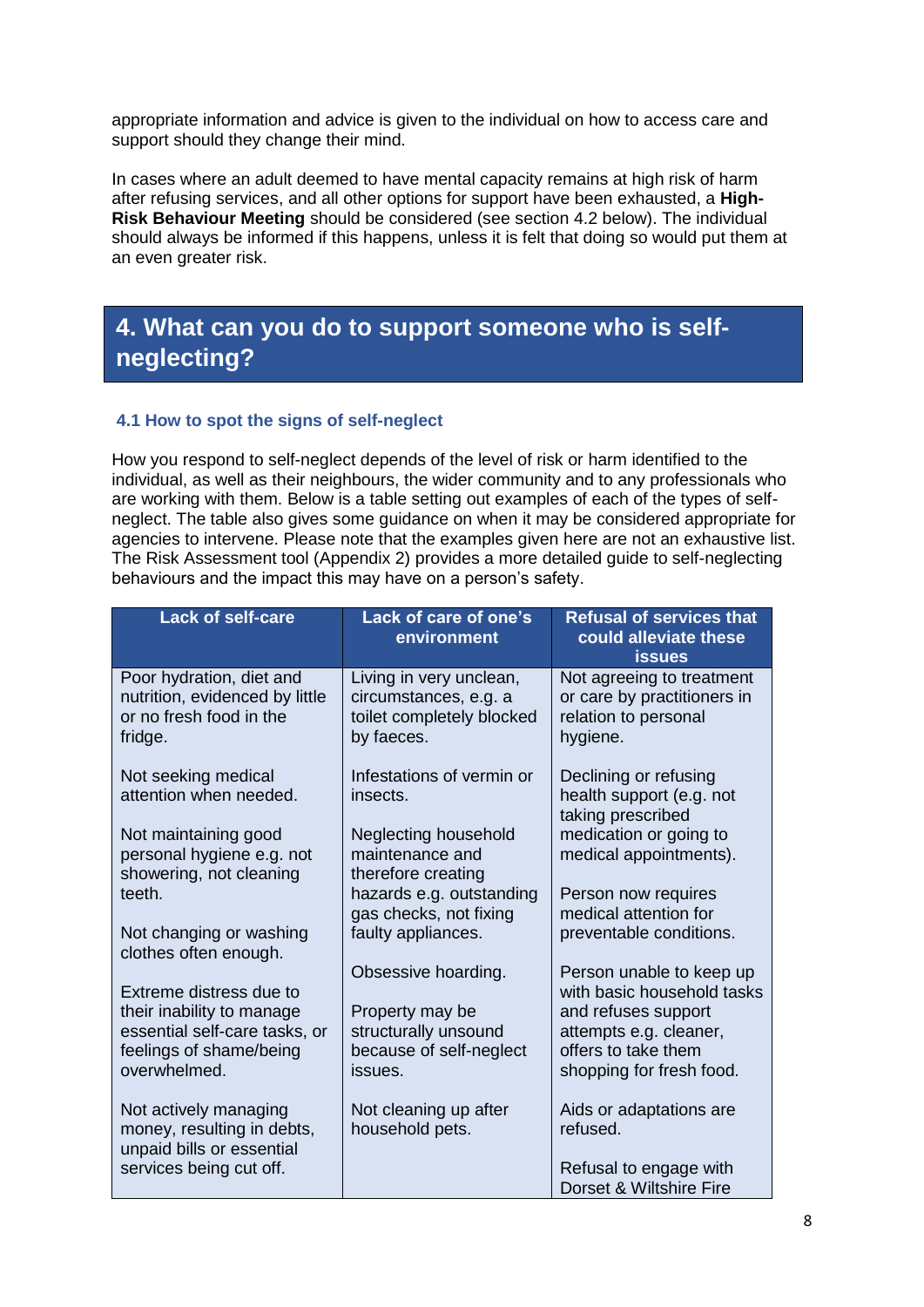appropriate information and advice is given to the individual on how to access care and support should they change their mind.

In cases where an adult deemed to have mental capacity remains at high risk of harm after refusing services, and all other options for support have been exhausted, a **High-Risk Behaviour Meeting** should be considered (see section 4.2 below). The individual should always be informed if this happens, unless it is felt that doing so would put them at an even greater risk.

## 4. What can you do to support someone who is self-neglecting?

### 4.1 How to spot the signs of self-neglect

How you respond to self-neglect depends of the level of risk or harm identified to the individual, as well as their neighbours, the wider community and to any professionals who are working with them. Below is a table setting out examples of each of the types of self-neglect. The table also gives some guidance on when it may be considered appropriate for agencies to intervene. Please note that the examples given here are not an exhaustive list. The Risk Assessment tool (Appendix 2) provides a more detailed guide to self-neglecting behaviours and the impact this may have on a person's safety.

| Lack of self-care | Lack of care of one's environment | Refusal of services that could alleviate these issues |
|---|---|---|
| Poor hydration, diet and nutrition, evidenced by little or no fresh food in the fridge.<br><br>Not seeking medical attention when needed.<br><br>Not maintaining good personal hygiene e.g. not showering, not cleaning teeth.<br><br>Not changing or washing clothes often enough.<br><br>Extreme distress due to their inability to manage essential self-care tasks, or feelings of shame/being overwhelmed.<br><br>Not actively managing money, resulting in debts, unpaid bills or essential services being cut off. | Living in very unclean, circumstances, e.g. a toilet completely blocked by faeces.<br><br>Infestations of vermin or insects.<br><br>Neglecting household maintenance and therefore creating hazards e.g. outstanding gas checks, not fixing faulty appliances.<br><br>Obsessive hoarding.<br><br>Property may be structurally unsound because of self-neglect issues.<br><br>Not cleaning up after household pets. | Not agreeing to treatment or care by practitioners in relation to personal hygiene.<br><br>Declining or refusing health support (e.g. not taking prescribed medication or going to medical appointments).<br><br>Person now requires medical attention for preventable conditions.<br><br>Person unable to keep up with basic household tasks and refuses support attempts e.g. cleaner, offers to take them shopping for fresh food.<br><br>Aids or adaptations are refused.<br><br>Refusal to engage with Dorset & Wiltshire Fire |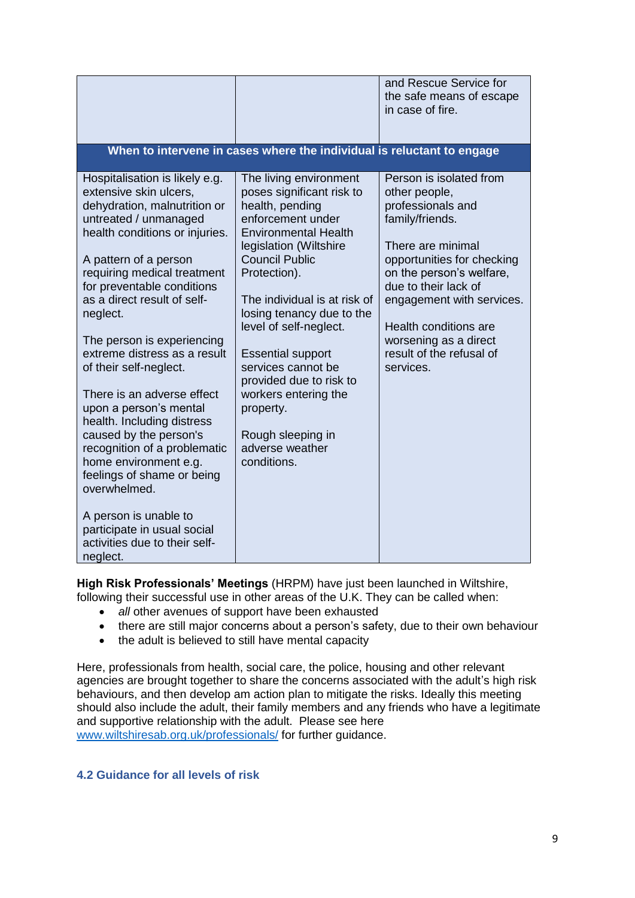| | | |
|---|---|---|
| | | and Rescue Service for the safe means of escape in case of fire. |
| **When to intervene in cases where the individual is reluctant to engage** | | |
| Hospitalisation is likely e.g. extensive skin ulcers, dehydration, malnutrition or untreated / unmanaged health conditions or injuries.<br><br>A pattern of a person requiring medical treatment for preventable conditions as a direct result of self-neglect.<br><br>The person is experiencing extreme distress as a result of their self-neglect.<br><br>There is an adverse effect upon a person's mental health. Including distress caused by the person's recognition of a problematic home environment e.g. feelings of shame or being overwhelmed.<br><br>A person is unable to participate in usual social activities due to their self-neglect. | The living environment poses significant risk to health, pending enforcement under Environmental Health legislation (Wiltshire Council Public Protection).<br><br>The individual is at risk of losing tenancy due to the level of self-neglect.<br><br>Essential support services cannot be provided due to risk to workers entering the property.<br><br>Rough sleeping in adverse weather conditions. | Person is isolated from other people, professionals and family/friends.<br><br>There are minimal opportunities for checking on the person's welfare, due to their lack of engagement with services.<br><br>Health conditions are worsening as a direct result of the refusal of services. |

**High Risk Professionals' Meetings** (HRPM) have just been launched in Wiltshire, following their successful use in other areas of the U.K. They can be called when:

- *all* other avenues of support have been exhausted
- there are still major concerns about a person's safety, due to their own behaviour
- the adult is believed to still have mental capacity

Here, professionals from health, social care, the police, housing and other relevant agencies are brought together to share the concerns associated with the adult's high risk behaviours, and then develop am action plan to mitigate the risks. Ideally this meeting should also include the adult, their family members and any friends who have a legitimate and supportive relationship with the adult. Please see here www.wiltshiresab.org.uk/professionals/ for further guidance.

### 4.2 Guidance for all levels of risk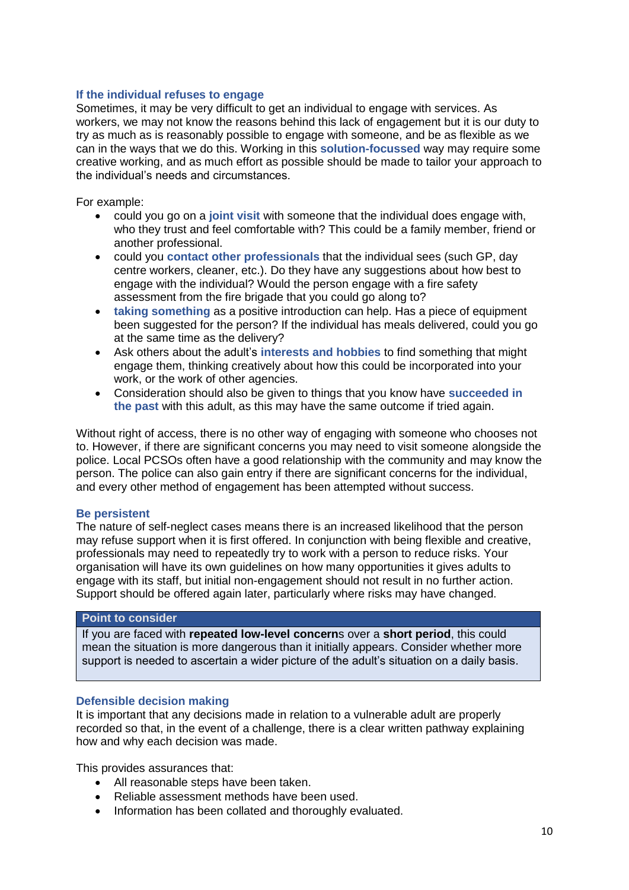### If the individual refuses to engage

Sometimes, it may be very difficult to get an individual to engage with services. As workers, we may not know the reasons behind this lack of engagement but it is our duty to try as much as is reasonably possible to engage with someone, and be as flexible as we can in the ways that we do this. Working in this **solution-focussed** way may require some creative working, and as much effort as possible should be made to tailor your approach to the individual's needs and circumstances.

For example:

- could you go on a **joint visit** with someone that the individual does engage with, who they trust and feel comfortable with? This could be a family member, friend or another professional.
- could you **contact other professionals** that the individual sees (such GP, day centre workers, cleaner, etc.). Do they have any suggestions about how best to engage with the individual? Would the person engage with a fire safety assessment from the fire brigade that you could go along to?
- **taking something** as a positive introduction can help. Has a piece of equipment been suggested for the person? If the individual has meals delivered, could you go at the same time as the delivery?
- Ask others about the adult's **interests and hobbies** to find something that might engage them, thinking creatively about how this could be incorporated into your work, or the work of other agencies.
- Consideration should also be given to things that you know have **succeeded in the past** with this adult, as this may have the same outcome if tried again.

Without right of access, there is no other way of engaging with someone who chooses not to. However, if there are significant concerns you may need to visit someone alongside the police. Local PCSOs often have a good relationship with the community and may know the person. The police can also gain entry if there are significant concerns for the individual, and every other method of engagement has been attempted without success.

### Be persistent

The nature of self-neglect cases means there is an increased likelihood that the person may refuse support when it is first offered. In conjunction with being flexible and creative, professionals may need to repeatedly try to work with a person to reduce risks. Your organisation will have its own guidelines on how many opportunities it gives adults to engage with its staff, but initial non-engagement should not result in no further action. Support should be offered again later, particularly where risks may have changed.

| Point to consider |
| --- |
| If you are faced with **repeated low-level concern**s over a **short period**, this could mean the situation is more dangerous than it initially appears. Consider whether more support is needed to ascertain a wider picture of the adult's situation on a daily basis. |

### Defensible decision making

It is important that any decisions made in relation to a vulnerable adult are properly recorded so that, in the event of a challenge, there is a clear written pathway explaining how and why each decision was made.

This provides assurances that:

- All reasonable steps have been taken.
- Reliable assessment methods have been used.
- Information has been collated and thoroughly evaluated.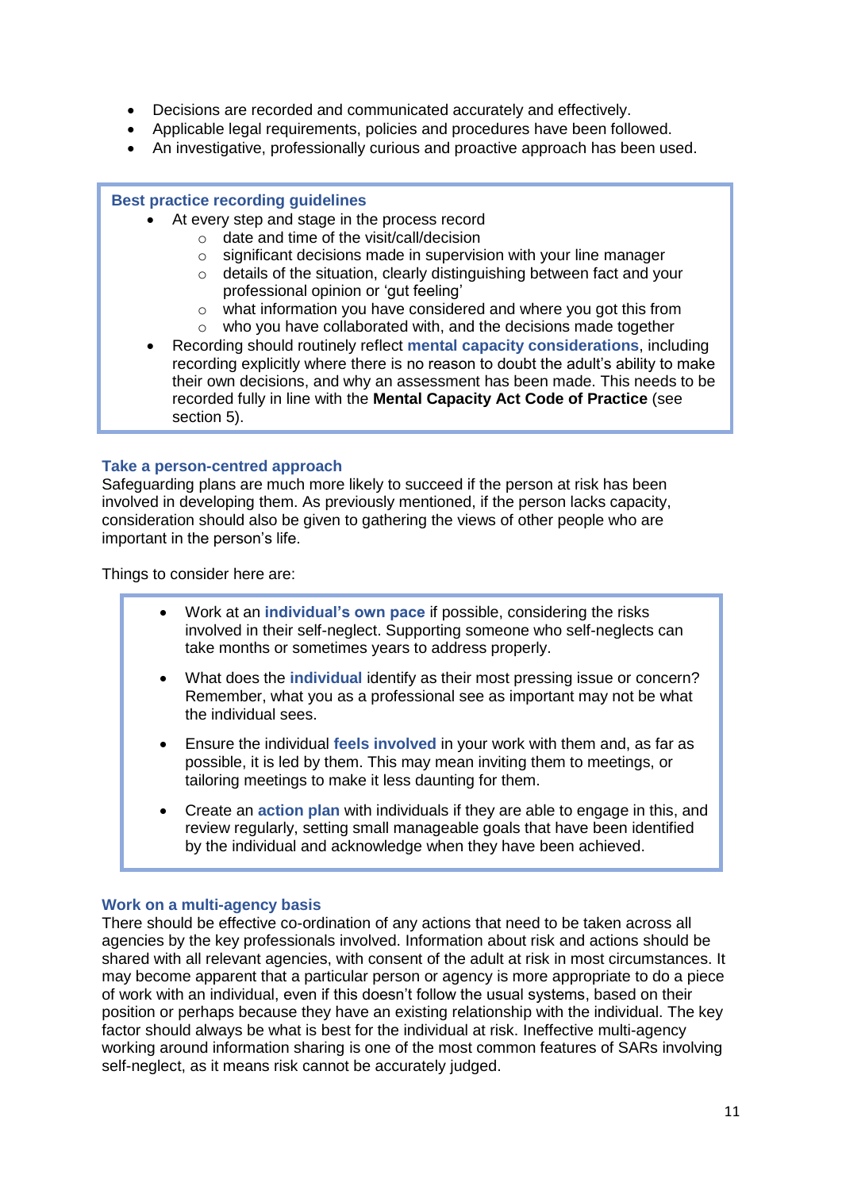- Decisions are recorded and communicated accurately and effectively.
- Applicable legal requirements, policies and procedures have been followed.
- An investigative, professionally curious and proactive approach has been used.

**Best practice recording guidelines**

- At every step and stage in the process record
  - date and time of the visit/call/decision
  - significant decisions made in supervision with your line manager
  - details of the situation, clearly distinguishing between fact and your professional opinion or 'gut feeling'
  - what information you have considered and where you got this from
  - who you have collaborated with, and the decisions made together
- Recording should routinely reflect **mental capacity considerations**, including recording explicitly where there is no reason to doubt the adult's ability to make their own decisions, and why an assessment has been made. This needs to be recorded fully in line with the **Mental Capacity Act Code of Practice** (see section 5).

### Take a person-centred approach

Safeguarding plans are much more likely to succeed if the person at risk has been involved in developing them. As previously mentioned, if the person lacks capacity, consideration should also be given to gathering the views of other people who are important in the person's life.

Things to consider here are:

- Work at an **individual's own pace** if possible, considering the risks involved in their self-neglect. Supporting someone who self-neglects can take months or sometimes years to address properly.
- What does the **individual** identify as their most pressing issue or concern? Remember, what you as a professional see as important may not be what the individual sees.
- Ensure the individual **feels involved** in your work with them and, as far as possible, it is led by them. This may mean inviting them to meetings, or tailoring meetings to make it less daunting for them.
- Create an **action plan** with individuals if they are able to engage in this, and review regularly, setting small manageable goals that have been identified by the individual and acknowledge when they have been achieved.

### Work on a multi-agency basis

There should be effective co-ordination of any actions that need to be taken across all agencies by the key professionals involved. Information about risk and actions should be shared with all relevant agencies, with consent of the adult at risk in most circumstances. It may become apparent that a particular person or agency is more appropriate to do a piece of work with an individual, even if this doesn't follow the usual systems, based on their position or perhaps because they have an existing relationship with the individual. The key factor should always be what is best for the individual at risk. Ineffective multi-agency working around information sharing is one of the most common features of SARs involving self-neglect, as it means risk cannot be accurately judged.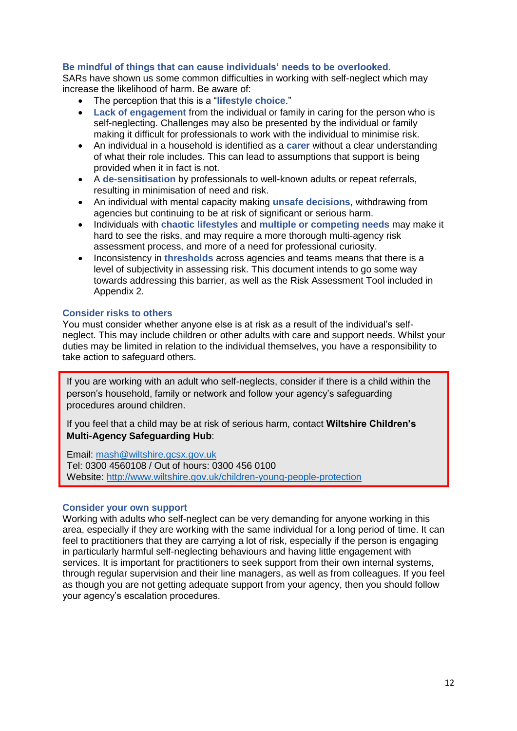### Be mindful of things that can cause individuals' needs to be overlooked.

SARs have shown us some common difficulties in working with self-neglect which may increase the likelihood of harm. Be aware of:

- The perception that this is a "**lifestyle choice**."
- **Lack of engagement** from the individual or family in caring for the person who is self-neglecting. Challenges may also be presented by the individual or family making it difficult for professionals to work with the individual to minimise risk.
- An individual in a household is identified as a **carer** without a clear understanding of what their role includes. This can lead to assumptions that support is being provided when it in fact is not.
- A **de-sensitisation** by professionals to well-known adults or repeat referrals, resulting in minimisation of need and risk.
- An individual with mental capacity making **unsafe decisions**, withdrawing from agencies but continuing to be at risk of significant or serious harm.
- Individuals with **chaotic lifestyles** and **multiple or competing needs** may make it hard to see the risks, and may require a more thorough multi-agency risk assessment process, and more of a need for professional curiosity.
- Inconsistency in **thresholds** across agencies and teams means that there is a level of subjectivity in assessing risk. This document intends to go some way towards addressing this barrier, as well as the Risk Assessment Tool included in Appendix 2.

### Consider risks to others

You must consider whether anyone else is at risk as a result of the individual's self-neglect. This may include children or other adults with care and support needs. Whilst your duties may be limited in relation to the individual themselves, you have a responsibility to take action to safeguard others.

> If you are working with an adult who self-neglects, consider if there is a child within the person's household, family or network and follow your agency's safeguarding procedures around children.
>
> If you feel that a child may be at risk of serious harm, contact **Wiltshire Children's Multi-Agency Safeguarding Hub**:
>
> Email: [mash@wiltshire.gcsx.gov.uk](mailto:mash@wiltshire.gcsx.gov.uk)
> Tel: 0300 4560108 / Out of hours: 0300 456 0100
> Website: [http://www.wiltshire.gov.uk/children-young-people-protection](http://www.wiltshire.gov.uk/children-young-people-protection)

### Consider your own support

Working with adults who self-neglect can be very demanding for anyone working in this area, especially if they are working with the same individual for a long period of time. It can feel to practitioners that they are carrying a lot of risk, especially if the person is engaging in particularly harmful self-neglecting behaviours and having little engagement with services. It is important for practitioners to seek support from their own internal systems, through regular supervision and their line managers, as well as from colleagues. If you feel as though you are not getting adequate support from your agency, then you should follow your agency's escalation procedures.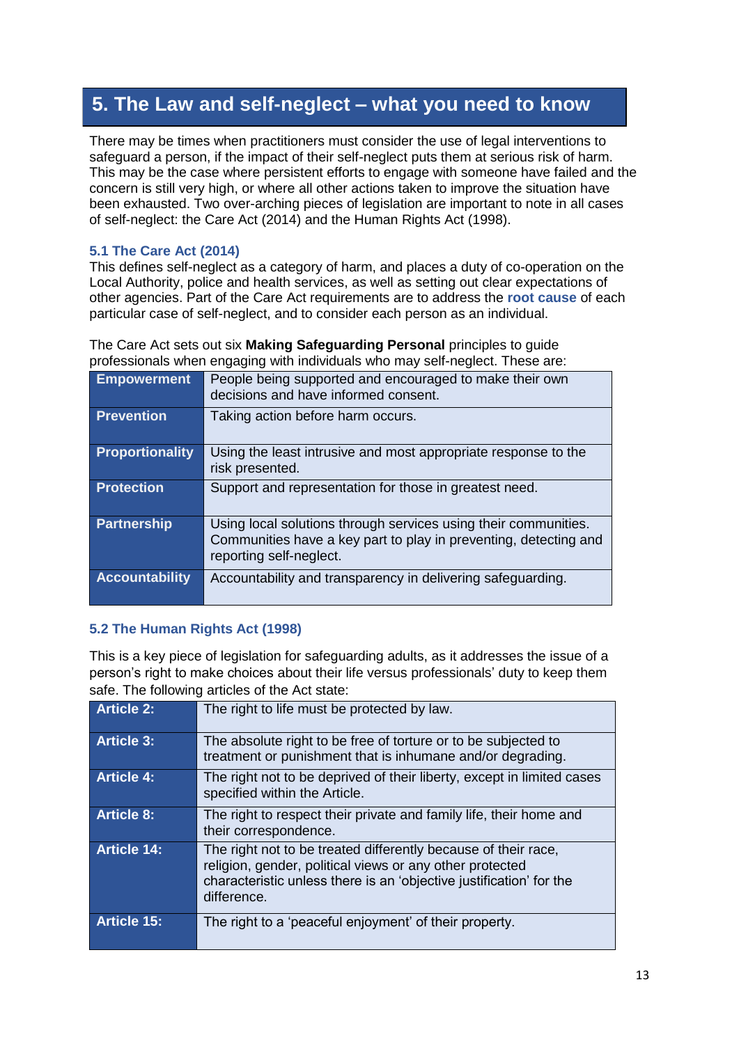## 5. The Law and self-neglect – what you need to know

There may be times when practitioners must consider the use of legal interventions to safeguard a person, if the impact of their self-neglect puts them at serious risk of harm. This may be the case where persistent efforts to engage with someone have failed and the concern is still very high, or where all other actions taken to improve the situation have been exhausted. Two over-arching pieces of legislation are important to note in all cases of self-neglect: the Care Act (2014) and the Human Rights Act (1998).

### 5.1 The Care Act (2014)

This defines self-neglect as a category of harm, and places a duty of co-operation on the Local Authority, police and health services, as well as setting out clear expectations of other agencies. Part of the Care Act requirements are to address the **root cause** of each particular case of self-neglect, and to consider each person as an individual.

The Care Act sets out six **Making Safeguarding Personal** principles to guide professionals when engaging with individuals who may self-neglect. These are:

| Principle | Description |
|---|---|
| **Empowerment** | People being supported and encouraged to make their own decisions and have informed consent. |
| **Prevention** | Taking action before harm occurs. |
| **Proportionality** | Using the least intrusive and most appropriate response to the risk presented. |
| **Protection** | Support and representation for those in greatest need. |
| **Partnership** | Using local solutions through services using their communities. Communities have a key part to play in preventing, detecting and reporting self-neglect. |
| **Accountability** | Accountability and transparency in delivering safeguarding. |

### 5.2 The Human Rights Act (1998)

This is a key piece of legislation for safeguarding adults, as it addresses the issue of a person's right to make choices about their life versus professionals' duty to keep them safe. The following articles of the Act state:

| Article | Statement |
|---|---|
| **Article 2:** | The right to life must be protected by law. |
| **Article 3:** | The absolute right to be free of torture or to be subjected to treatment or punishment that is inhumane and/or degrading. |
| **Article 4:** | The right not to be deprived of their liberty, except in limited cases specified within the Article. |
| **Article 8:** | The right to respect their private and family life, their home and their correspondence. |
| **Article 14:** | The right not to be treated differently because of their race, religion, gender, political views or any other protected characteristic unless there is an 'objective justification' for the difference. |
| **Article 15:** | The right to a 'peaceful enjoyment' of their property. |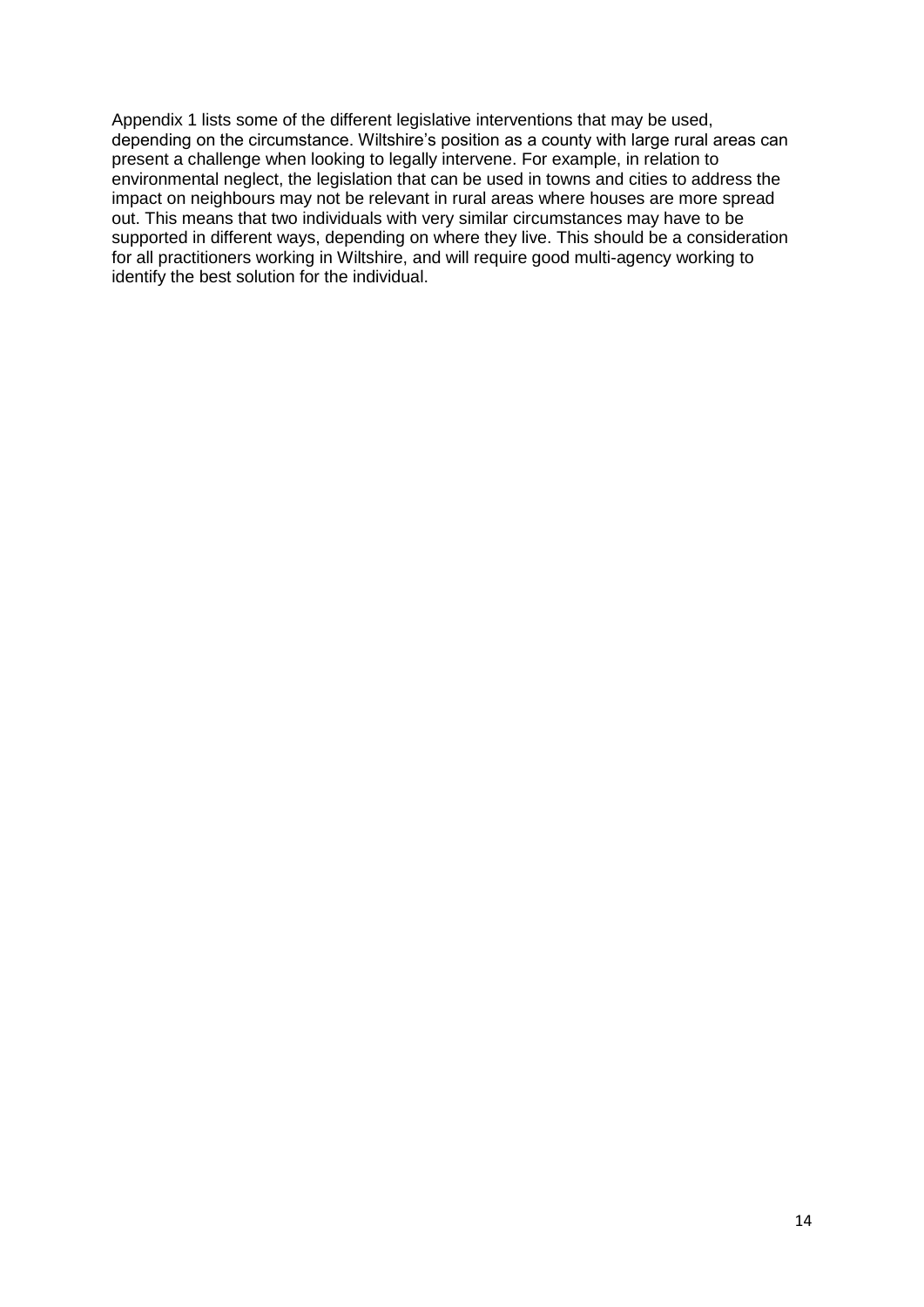Appendix 1 lists some of the different legislative interventions that may be used, depending on the circumstance. Wiltshire's position as a county with large rural areas can present a challenge when looking to legally intervene. For example, in relation to environmental neglect, the legislation that can be used in towns and cities to address the impact on neighbours may not be relevant in rural areas where houses are more spread out. This means that two individuals with very similar circumstances may have to be supported in different ways, depending on where they live. This should be a consideration for all practitioners working in Wiltshire, and will require good multi-agency working to identify the best solution for the individual.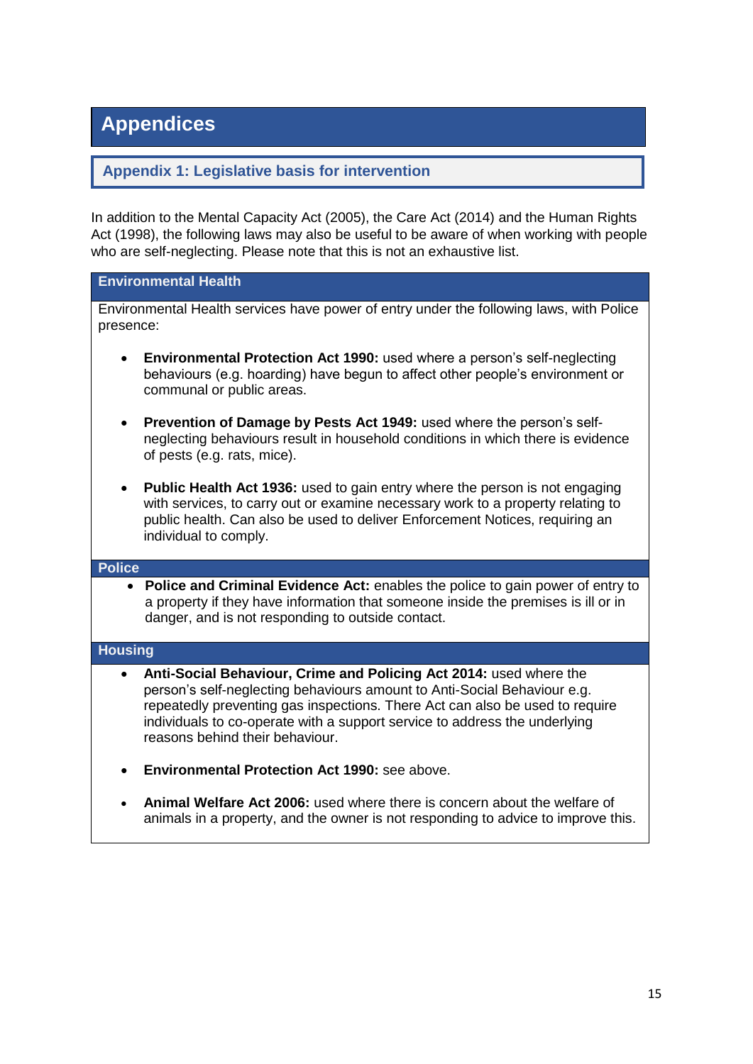# Appendices

## Appendix 1: Legislative basis for intervention

In addition to the Mental Capacity Act (2005), the Care Act (2014) and the Human Rights Act (1998), the following laws may also be useful to be aware of when working with people who are self-neglecting. Please note that this is not an exhaustive list.

### Environmental Health

Environmental Health services have power of entry under the following laws, with Police presence:

- **Environmental Protection Act 1990:** used where a person's self-neglecting behaviours (e.g. hoarding) have begun to affect other people's environment or communal or public areas.

- **Prevention of Damage by Pests Act 1949:** used where the person's self-neglecting behaviours result in household conditions in which there is evidence of pests (e.g. rats, mice).

- **Public Health Act 1936:** used to gain entry where the person is not engaging with services, to carry out or examine necessary work to a property relating to public health. Can also be used to deliver Enforcement Notices, requiring an individual to comply.

### Police

- **Police and Criminal Evidence Act:** enables the police to gain power of entry to a property if they have information that someone inside the premises is ill or in danger, and is not responding to outside contact.

### Housing

- **Anti-Social Behaviour, Crime and Policing Act 2014:** used where the person's self-neglecting behaviours amount to Anti-Social Behaviour e.g. repeatedly preventing gas inspections. There Act can also be used to require individuals to co-operate with a support service to address the underlying reasons behind their behaviour.

- **Environmental Protection Act 1990:** see above.

- **Animal Welfare Act 2006:** used where there is concern about the welfare of animals in a property, and the owner is not responding to advice to improve this.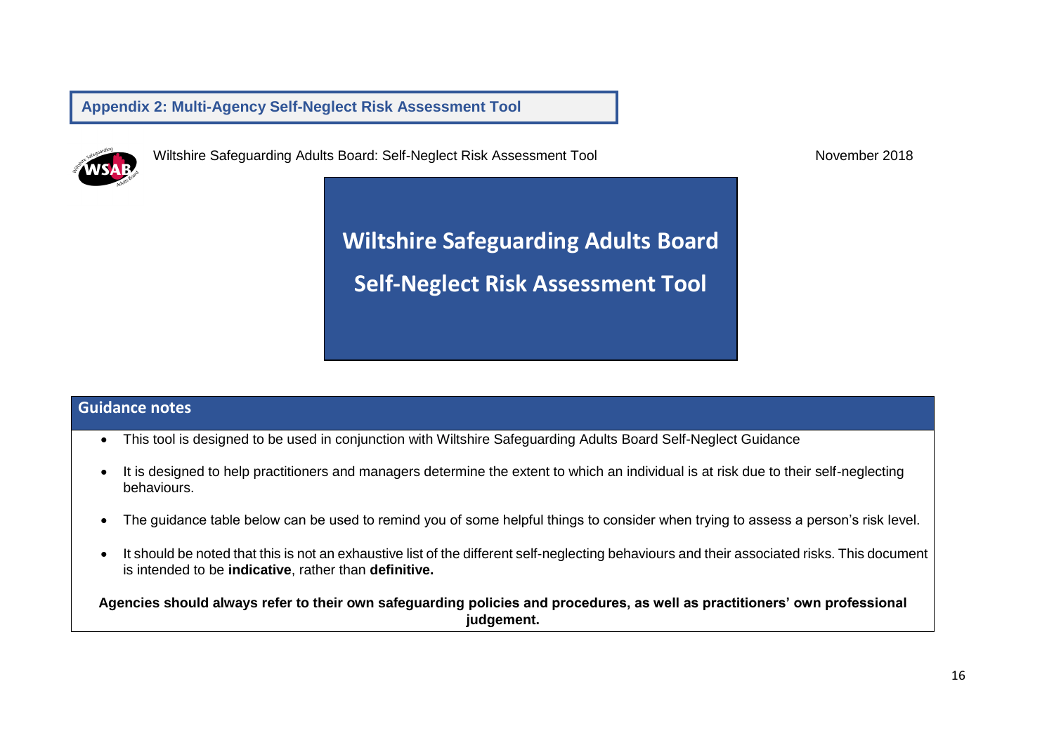## Appendix 2: Multi-Agency Self-Neglect Risk Assessment Tool

Wiltshire Safeguarding Adults Board: Self-Neglect Risk Assessment Tool November 2018

# Wiltshire Safeguarding Adults Board

# Self-Neglect Risk Assessment Tool

### Guidance notes

- This tool is designed to be used in conjunction with Wiltshire Safeguarding Adults Board Self-Neglect Guidance
- It is designed to help practitioners and managers determine the extent to which an individual is at risk due to their self-neglecting behaviours.
- The guidance table below can be used to remind you of some helpful things to consider when trying to assess a person's risk level.
- It should be noted that this is not an exhaustive list of the different self-neglecting behaviours and their associated risks. This document is intended to be **indicative**, rather than **definitive.**

**Agencies should always refer to their own safeguarding policies and procedures, as well as practitioners' own professional judgement.**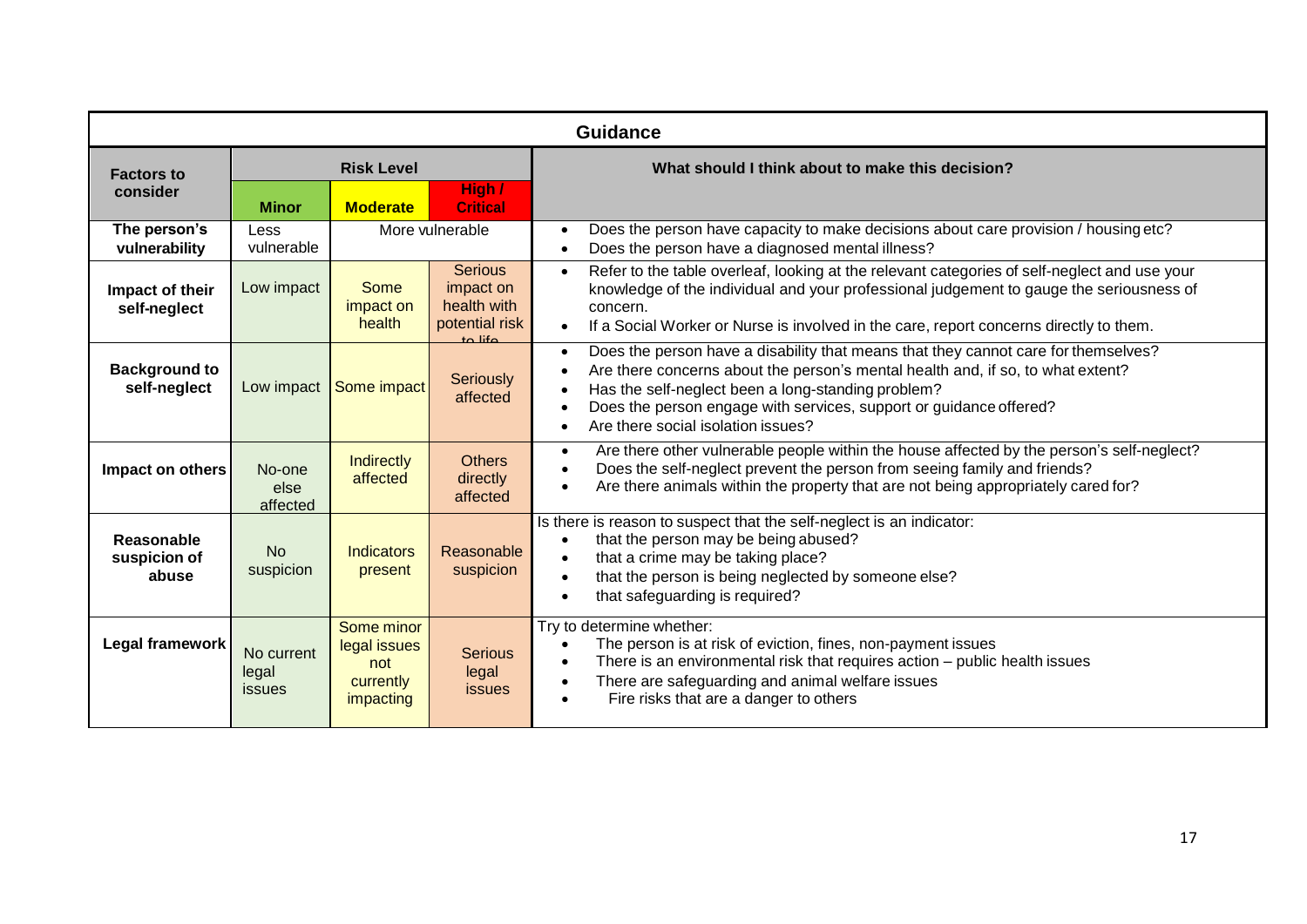## Guidance

| Factors to consider | Risk Level | | | What should I think about to make this decision? |
|---|---|---|---|---|
| | **Minor** | **Moderate** | **High / Critical** | |
| **The person's vulnerability** | Less vulnerable | More vulnerable | | • Does the person have capacity to make decisions about care provision / housing etc?<br>• Does the person have a diagnosed mental illness? |
| **Impact of their self-neglect** | Low impact | Some impact on health | Serious impact on health with potential risk to life | • Refer to the table overleaf, looking at the relevant categories of self-neglect and use your knowledge of the individual and your professional judgement to gauge the seriousness of concern.<br>• If a Social Worker or Nurse is involved in the care, report concerns directly to them. |
| **Background to self-neglect** | Low impact | Some impact | Seriously affected | • Does the person have a disability that means that they cannot care for themselves?<br>• Are there concerns about the person's mental health and, if so, to what extent?<br>• Has the self-neglect been a long-standing problem?<br>• Does the person engage with services, support or guidance offered?<br>• Are there social isolation issues? |
| **Impact on others** | No-one else affected | Indirectly affected | Others directly affected | • Are there other vulnerable people within the house affected by the person's self-neglect?<br>• Does the self-neglect prevent the person from seeing family and friends?<br>• Are there animals within the property that are not being appropriately cared for? |
| **Reasonable suspicion of abuse** | No suspicion | Indicators present | Reasonable suspicion | Is there is reason to suspect that the self-neglect is an indicator:<br>• that the person may be being abused?<br>• that a crime may be taking place?<br>• that the person is being neglected by someone else?<br>• that safeguarding is required? |
| **Legal framework** | No current legal issues | Some minor legal issues not currently impacting | Serious legal issues | Try to determine whether:<br>• The person is at risk of eviction, fines, non-payment issues<br>• There is an environmental risk that requires action – public health issues<br>• There are safeguarding and animal welfare issues<br>• Fire risks that are a danger to others |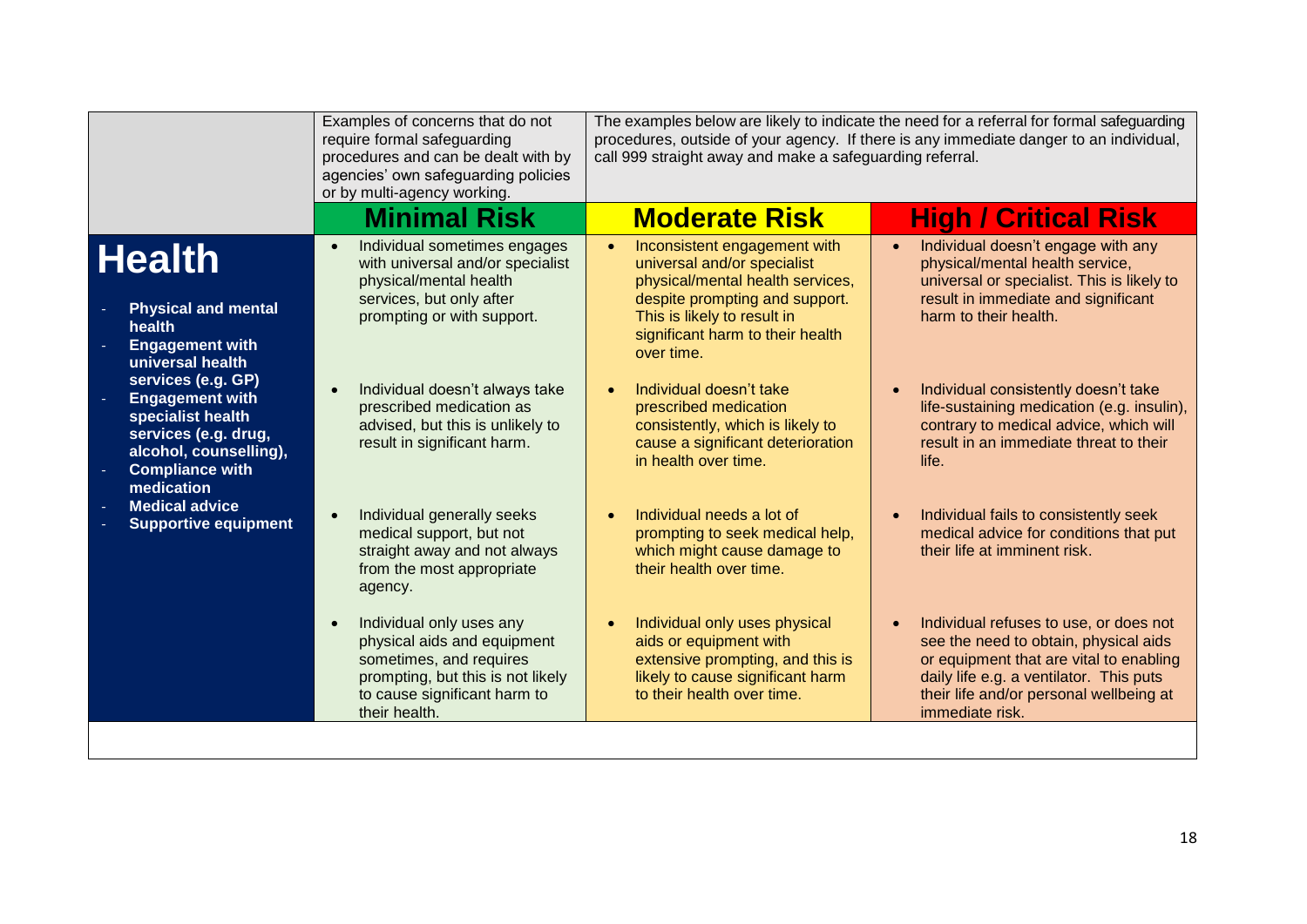| | Examples of concerns that do not require formal safeguarding procedures and can be dealt with by agencies' own safeguarding policies or by multi-agency working. | The examples below are likely to indicate the need for a referral for formal safeguarding procedures, outside of your agency. If there is any immediate danger to an individual, call 999 straight away and make a safeguarding referral. | |
|---|---|---|---|
| | **Minimal Risk** | **Moderate Risk** | **High / Critical Risk** |
| **Health**<br><br>- **Physical and mental health**<br>- **Engagement with universal health services (e.g. GP)**<br>- **Engagement with specialist health services (e.g. drug, alcohol, counselling),**<br>- **Compliance with medication**<br>- **Medical advice**<br>- **Supportive equipment** | • Individual sometimes engages with universal and/or specialist physical/mental health services, but only after prompting or with support.<br><br>• Individual doesn't always take prescribed medication as advised, but this is unlikely to result in significant harm.<br><br>• Individual generally seeks medical support, but not straight away and not always from the most appropriate agency.<br><br>• Individual only uses any physical aids and equipment sometimes, and requires prompting, but this is not likely to cause significant harm to their health. | • Inconsistent engagement with universal and/or specialist physical/mental health services, despite prompting and support. This is likely to result in significant harm to their health over time.<br><br>• Individual doesn't take prescribed medication consistently, which is likely to cause a significant deterioration in health over time.<br><br>• Individual needs a lot of prompting to seek medical help, which might cause damage to their health over time.<br><br>• Individual only uses physical aids or equipment with extensive prompting, and this is likely to cause significant harm to their health over time. | • Individual doesn't engage with any physical/mental health service, universal or specialist. This is likely to result in immediate and significant harm to their health.<br><br>• Individual consistently doesn't take life-sustaining medication (e.g. insulin), contrary to medical advice, which will result in an immediate threat to their life.<br><br>• Individual fails to consistently seek medical advice for conditions that put their life at imminent risk.<br><br>• Individual refuses to use, or does not see the need to obtain, physical aids or equipment that are vital to enabling daily life e.g. a ventilator. This puts their life and/or personal wellbeing at immediate risk. |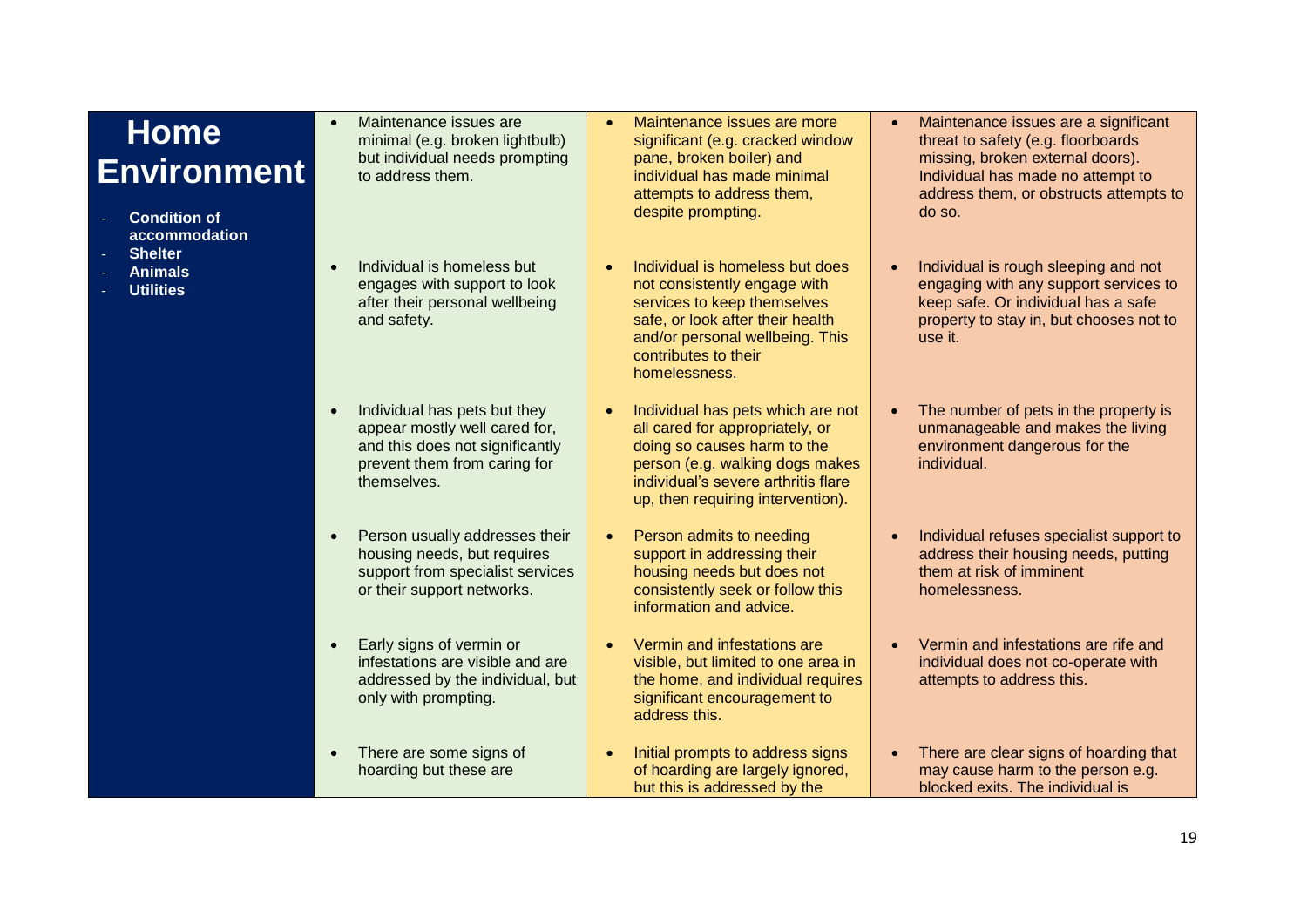| **Home Environment**<br><br>- **Condition of accommodation**<br>- **Shelter**<br>- **Animals**<br>- **Utilities** | | | |
|---|---|---|---|
| | • Maintenance issues are minimal (e.g. broken lightbulb) but individual needs prompting to address them. | • Maintenance issues are more significant (e.g. cracked window pane, broken boiler) and individual has made minimal attempts to address them, despite prompting. | • Maintenance issues are a significant threat to safety (e.g. floorboards missing, broken external doors). Individual has made no attempt to address them, or obstructs attempts to do so. |
| | • Individual is homeless but engages with support to look after their personal wellbeing and safety. | • Individual is homeless but does not consistently engage with services to keep themselves safe, or look after their health and/or personal wellbeing. This contributes to their homelessness. | • Individual is rough sleeping and not engaging with any support services to keep safe. Or individual has a safe property to stay in, but chooses not to use it. |
| | • Individual has pets but they appear mostly well cared for, and this does not significantly prevent them from caring for themselves. | • Individual has pets which are not all cared for appropriately, or doing so causes harm to the person (e.g. walking dogs makes individual's severe arthritis flare up, then requiring intervention). | • The number of pets in the property is unmanageable and makes the living environment dangerous for the individual. |
| | • Person usually addresses their housing needs, but requires support from specialist services or their support networks. | • Person admits to needing support in addressing their housing needs but does not consistently seek or follow this information and advice. | • Individual refuses specialist support to address their housing needs, putting them at risk of imminent homelessness. |
| | • Early signs of vermin or infestations are visible and are addressed by the individual, but only with prompting. | • Vermin and infestations are visible, but limited to one area in the home, and individual requires significant encouragement to address this. | • Vermin and infestations are rife and individual does not co-operate with attempts to address this. |
| | • There are some signs of hoarding but these are | • Initial prompts to address signs of hoarding are largely ignored, but this is addressed by the | • There are clear signs of hoarding that may cause harm to the person e.g. blocked exits. The individual is |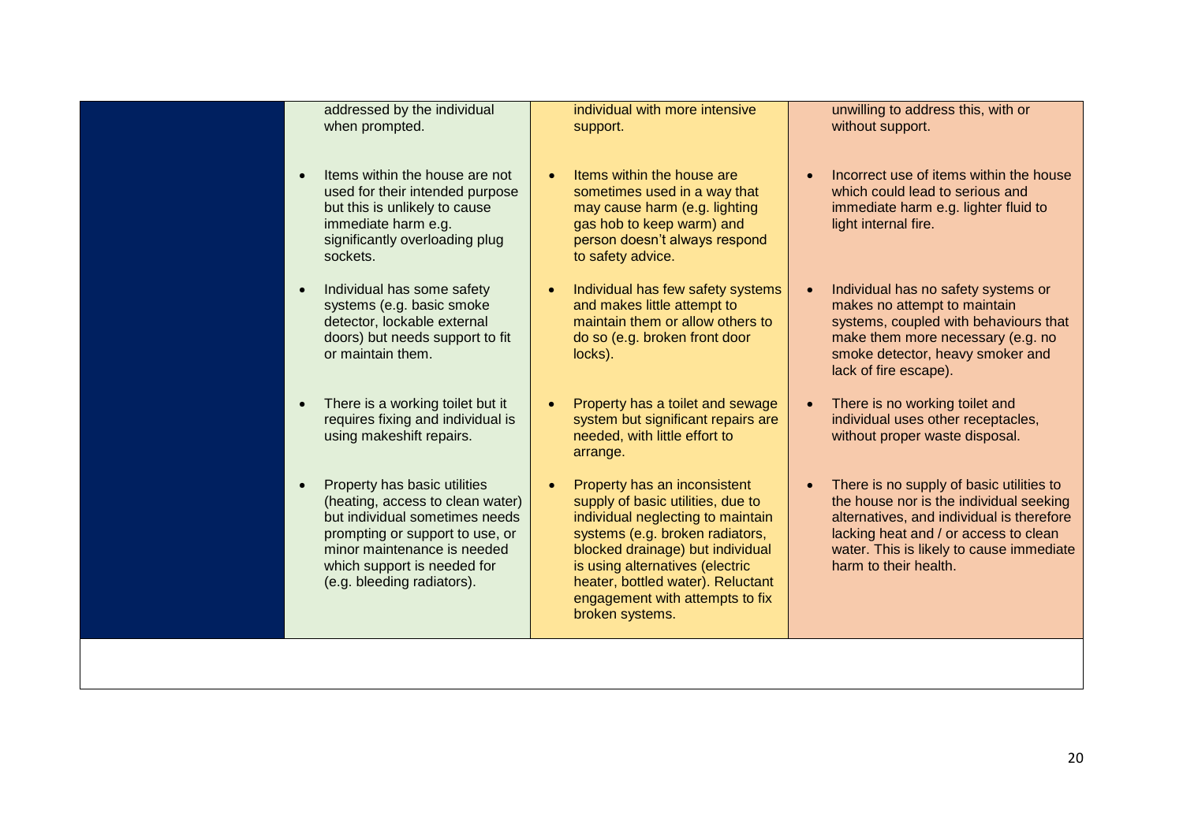| | | | |
|---|---|---|---|
| | addressed by the individual when prompted. | individual with more intensive support. | unwilling to address this, with or without support. |
| | • Items within the house are not used for their intended purpose but this is unlikely to cause immediate harm e.g. significantly overloading plug sockets. | • Items within the house are sometimes used in a way that may cause harm (e.g. lighting gas hob to keep warm) and person doesn't always respond to safety advice. | • Incorrect use of items within the house which could lead to serious and immediate harm e.g. lighter fluid to light internal fire. |
| | • Individual has some safety systems (e.g. basic smoke detector, lockable external doors) but needs support to fit or maintain them. | • Individual has few safety systems and makes little attempt to maintain them or allow others to do so (e.g. broken front door locks). | • Individual has no safety systems or makes no attempt to maintain systems, coupled with behaviours that make them more necessary (e.g. no smoke detector, heavy smoker and lack of fire escape). |
| | • There is a working toilet but it requires fixing and individual is using makeshift repairs. | • Property has a toilet and sewage system but significant repairs are needed, with little effort to arrange. | • There is no working toilet and individual uses other receptacles, without proper waste disposal. |
| | • Property has basic utilities (heating, access to clean water) but individual sometimes needs prompting or support to use, or minor maintenance is needed which support is needed for (e.g. bleeding radiators). | • Property has an inconsistent supply of basic utilities, due to individual neglecting to maintain systems (e.g. broken radiators, blocked drainage) but individual is using alternatives (electric heater, bottled water). Reluctant engagement with attempts to fix broken systems. | • There is no supply of basic utilities to the house nor is the individual seeking alternatives, and individual is therefore lacking heat and / or access to clean water. This is likely to cause immediate harm to their health. |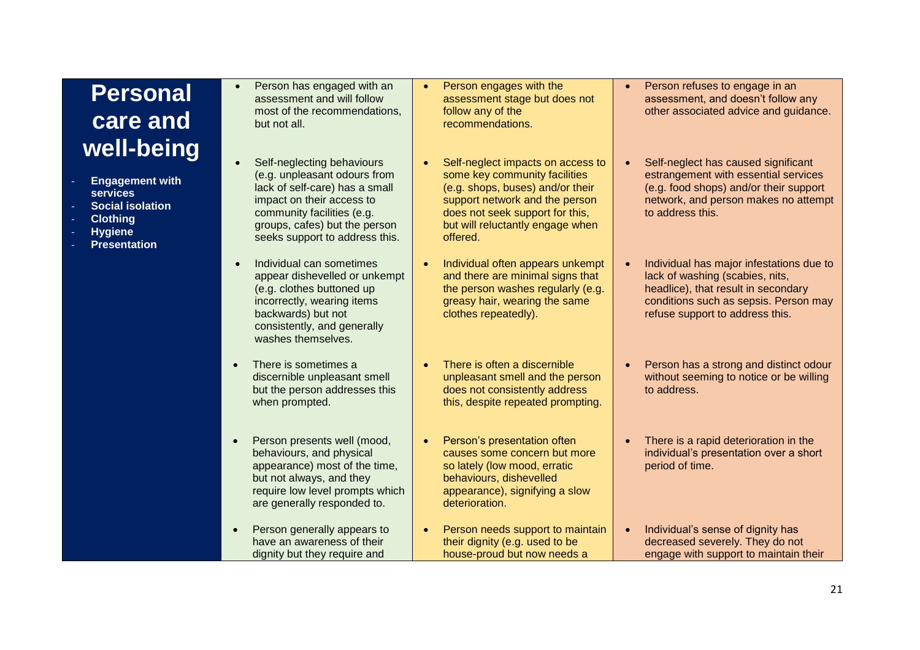| **Personal care and well-being**<br>- **Engagement with services**<br>- **Social isolation**<br>- **Clothing**<br>- **Hygiene**<br>- **Presentation** | | | |
|---|---|---|---|
| | • Person has engaged with an assessment and will follow most of the recommendations, but not all. | • Person engages with the assessment stage but does not follow any of the recommendations. | • Person refuses to engage in an assessment, and doesn't follow any other associated advice and guidance. |
| | • Self-neglecting behaviours (e.g. unpleasant odours from lack of self-care) has a small impact on their access to community facilities (e.g. groups, cafes) but the person seeks support to address this. | • Self-neglect impacts on access to some key community facilities (e.g. shops, buses) and/or their support network and the person does not seek support for this, but will reluctantly engage when offered. | • Self-neglect has caused significant estrangement with essential services (e.g. food shops) and/or their support network, and person makes no attempt to address this. |
| | • Individual can sometimes appear dishevelled or unkempt (e.g. clothes buttoned up incorrectly, wearing items backwards) but not consistently, and generally washes themselves. | • Individual often appears unkempt and there are minimal signs that the person washes regularly (e.g. greasy hair, wearing the same clothes repeatedly). | • Individual has major infestations due to lack of washing (scabies, nits, headlice), that result in secondary conditions such as sepsis. Person may refuse support to address this. |
| | • There is sometimes a discernible unpleasant smell but the person addresses this when prompted. | • There is often a discernible unpleasant smell and the person does not consistently address this, despite repeated prompting. | • Person has a strong and distinct odour without seeming to notice or be willing to address. |
| | • Person presents well (mood, behaviours, and physical appearance) most of the time, but not always, and they require low level prompts which are generally responded to. | • Person's presentation often causes some concern but more so lately (low mood, erratic behaviours, dishevelled appearance), signifying a slow deterioration. | • There is a rapid deterioration in the individual's presentation over a short period of time. |
| | • Person generally appears to have an awareness of their dignity but they require and | • Person needs support to maintain their dignity (e.g. used to be house-proud but now needs a | • Individual's sense of dignity has decreased severely. They do not engage with support to maintain their |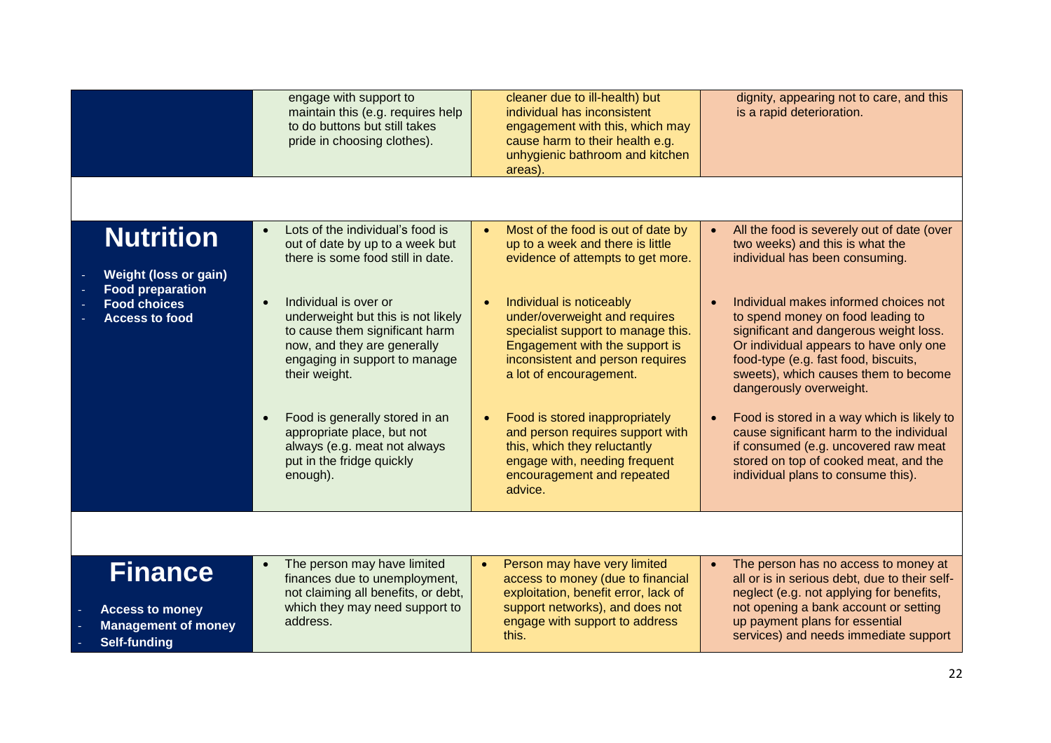| | | | |
|---|---|---|---|
| | engage with support to maintain this (e.g. requires help to do buttons but still takes pride in choosing clothes). | cleaner due to ill-health) but individual has inconsistent engagement with this, which may cause harm to their health e.g. unhygienic bathroom and kitchen areas). | dignity, appearing not to care, and this is a rapid deterioration. |
| **Nutrition**<br><br>- **Weight (loss or gain)**<br>- **Food preparation**<br>- **Food choices**<br>- **Access to food** | • Lots of the individual's food is out of date by up to a week but there is some food still in date.<br><br>• Individual is over or underweight but this is not likely to cause them significant harm now, and they are generally engaging in support to manage their weight.<br><br>• Food is generally stored in an appropriate place, but not always (e.g. meat not always put in the fridge quickly enough). | • Most of the food is out of date by up to a week and there is little evidence of attempts to get more.<br><br>• Individual is noticeably under/overweight and requires specialist support to manage this. Engagement with the support is inconsistent and person requires a lot of encouragement.<br><br>• Food is stored inappropriately and person requires support with this, which they reluctantly engage with, needing frequent encouragement and repeated advice. | • All the food is severely out of date (over two weeks) and this is what the individual has been consuming.<br><br>• Individual makes informed choices not to spend money on food leading to significant and dangerous weight loss. Or individual appears to have only one food-type (e.g. fast food, biscuits, sweets), which causes them to become dangerously overweight.<br><br>• Food is stored in a way which is likely to cause significant harm to the individual if consumed (e.g. uncovered raw meat stored on top of cooked meat, and the individual plans to consume this). |
| **Finance**<br><br>- **Access to money**<br>- **Management of money**<br>- **Self-funding** | • The person may have limited finances due to unemployment, not claiming all benefits, or debt, which they may need support to address. | • Person may have very limited access to money (due to financial exploitation, benefit error, lack of support networks), and does not engage with support to address this. | • The person has no access to money at all or is in serious debt, due to their self-neglect (e.g. not applying for benefits, not opening a bank account or setting up payment plans for essential services) and needs immediate support |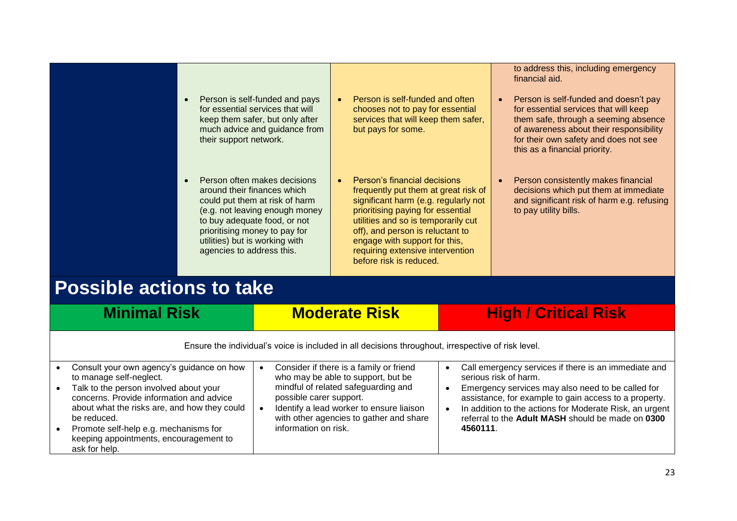| | | | |
|---|---|---|---|
| | | | to address this, including emergency financial aid. |
| | • Person is self-funded and pays for essential services that will keep them safer, but only after much advice and guidance from their support network. | • Person is self-funded and often chooses not to pay for essential services that will keep them safer, but pays for some. | • Person is self-funded and doesn't pay for essential services that will keep them safe, through a seeming absence of awareness about their responsibility for their own safety and does not see this as a financial priority. |
| | • Person often makes decisions around their finances which could put them at risk of harm (e.g. not leaving enough money to buy adequate food, or not prioritising money to pay for utilities) but is working with agencies to address this. | • Person's financial decisions frequently put them at great risk of significant harm (e.g. regularly not prioritising paying for essential utilities and so is temporarily cut off), and person is reluctant to engage with support for this, requiring extensive intervention before risk is reduced. | • Person consistently makes financial decisions which put them at immediate and significant risk of harm e.g. refusing to pay utility bills. |

# Possible actions to take

| Minimal Risk | Moderate Risk | High / Critical Risk |
|---|---|---|
| Ensure the individual's voice is included in all decisions throughout, irrespective of risk level. | | |
| • Consult your own agency's guidance on how to manage self-neglect.<br>• Talk to the person involved about your concerns. Provide information and advice about what the risks are, and how they could be reduced.<br>• Promote self-help e.g. mechanisms for keeping appointments, encouragement to ask for help. | • Consider if there is a family or friend who may be able to support, but be mindful of related safeguarding and possible carer support.<br>• Identify a lead worker to ensure liaison with other agencies to gather and share information on risk. | • Call emergency services if there is an immediate and serious risk of harm.<br>• Emergency services may also need to be called for assistance, for example to gain access to a property.<br>• In addition to the actions for Moderate Risk, an urgent referral to the **Adult MASH** should be made on **0300 4560111**. |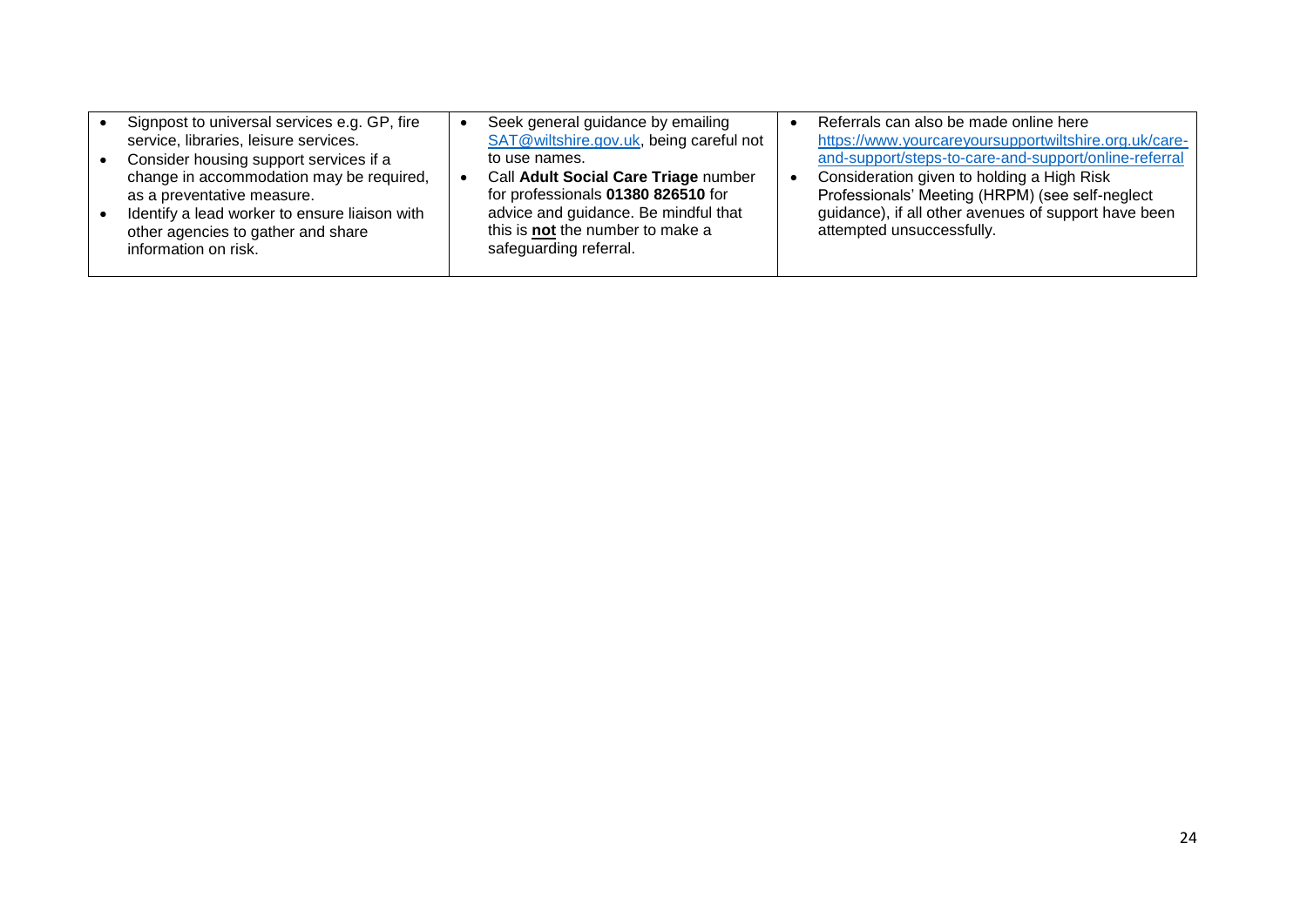| | | |
|---|---|---|
| • Signpost to universal services e.g. GP, fire service, libraries, leisure services.<br>• Consider housing support services if a change in accommodation may be required, as a preventative measure.<br>• Identify a lead worker to ensure liaison with other agencies to gather and share information on risk. | • Seek general guidance by emailing [SAT@wiltshire.gov.uk](mailto:SAT@wiltshire.gov.uk), being careful not to use names.<br>• Call **Adult Social Care Triage** number for professionals **01380 826510** for advice and guidance. Be mindful that this is **<u>not</u>** the number to make a safeguarding referral. | • Referrals can also be made online here [https://www.yourcareyoursupportwiltshire.org.uk/care-and-support/steps-to-care-and-support/online-referral](https://www.yourcareyoursupportwiltshire.org.uk/care-and-support/steps-to-care-and-support/online-referral)<br>• Consideration given to holding a High Risk Professionals' Meeting (HRPM) (see self-neglect guidance), if all other avenues of support have been attempted unsuccessfully. |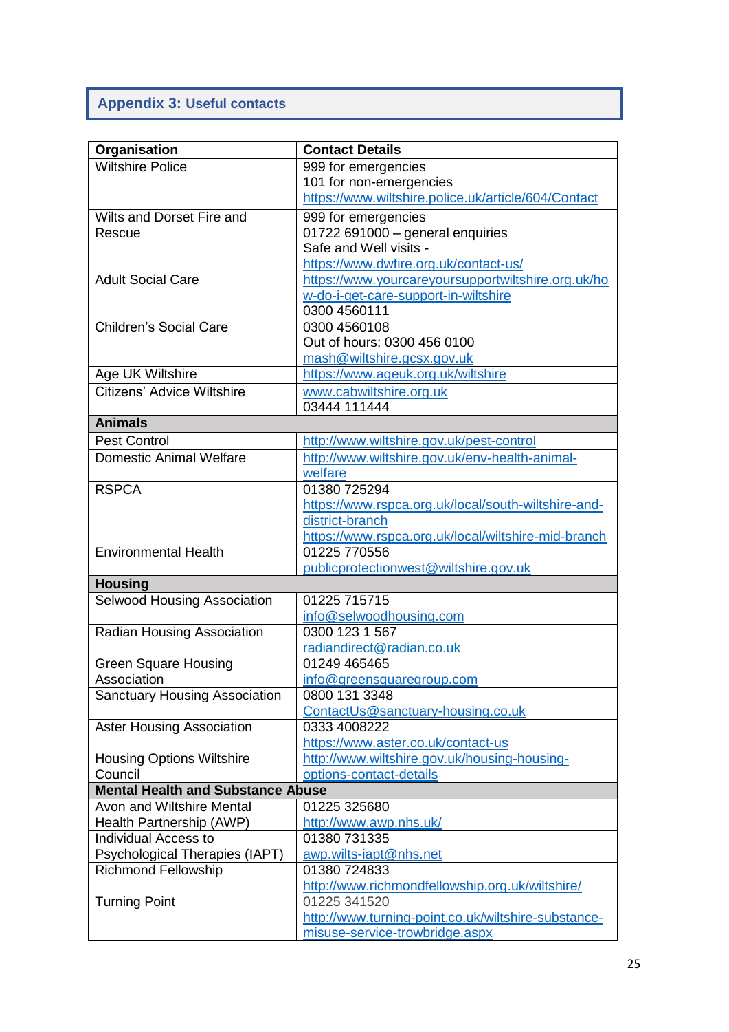## Appendix 3: Useful contacts

| Organisation | Contact Details |
|---|---|
| Wiltshire Police | 999 for emergencies<br>101 for non-emergencies<br>https://www.wiltshire.police.uk/article/604/Contact |
| Wilts and Dorset Fire and Rescue | 999 for emergencies<br>01722 691000 – general enquiries<br>Safe and Well visits -<br>https://www.dwfire.org.uk/contact-us/ |
| Adult Social Care | https://www.yourcareyoursupportwiltshire.org.uk/how-do-i-get-care-support-in-wiltshire<br>0300 4560111 |
| Children's Social Care | 0300 4560108<br>Out of hours: 0300 456 0100<br>mash@wiltshire.gcsx.gov.uk |
| Age UK Wiltshire | https://www.ageuk.org.uk/wiltshire |
| Citizens' Advice Wiltshire | www.cabwiltshire.org.uk<br>03444 111444 |
| **Animals** | |
| Pest Control | http://www.wiltshire.gov.uk/pest-control |
| Domestic Animal Welfare | http://www.wiltshire.gov.uk/env-health-animal-welfare |
| RSPCA | 01380 725294<br>https://www.rspca.org.uk/local/south-wiltshire-and-district-branch<br>https://www.rspca.org.uk/local/wiltshire-mid-branch |
| Environmental Health | 01225 770556<br>publicprotectionwest@wiltshire.gov.uk |
| **Housing** | |
| Selwood Housing Association | 01225 715715<br>info@selwoodhousing.com |
| Radian Housing Association | 0300 123 1 567<br>radiandirect@radian.co.uk |
| Green Square Housing Association | 01249 465465<br>info@greensquaregroup.com |
| Sanctuary Housing Association | 0800 131 3348<br>ContactUs@sanctuary-housing.co.uk |
| Aster Housing Association | 0333 4008222<br>https://www.aster.co.uk/contact-us |
| Housing Options Wiltshire Council | http://www.wiltshire.gov.uk/housing-housing-options-contact-details |
| **Mental Health and Substance Abuse** | |
| Avon and Wiltshire Mental Health Partnership (AWP) | 01225 325680<br>http://www.awp.nhs.uk/ |
| Individual Access to Psychological Therapies (IAPT) | 01380 731335<br>awp.wilts-iapt@nhs.net |
| Richmond Fellowship | 01380 724833<br>http://www.richmondfellowship.org.uk/wiltshire/ |
| Turning Point | 01225 341520<br>http://www.turning-point.co.uk/wiltshire-substance-misuse-service-trowbridge.aspx |